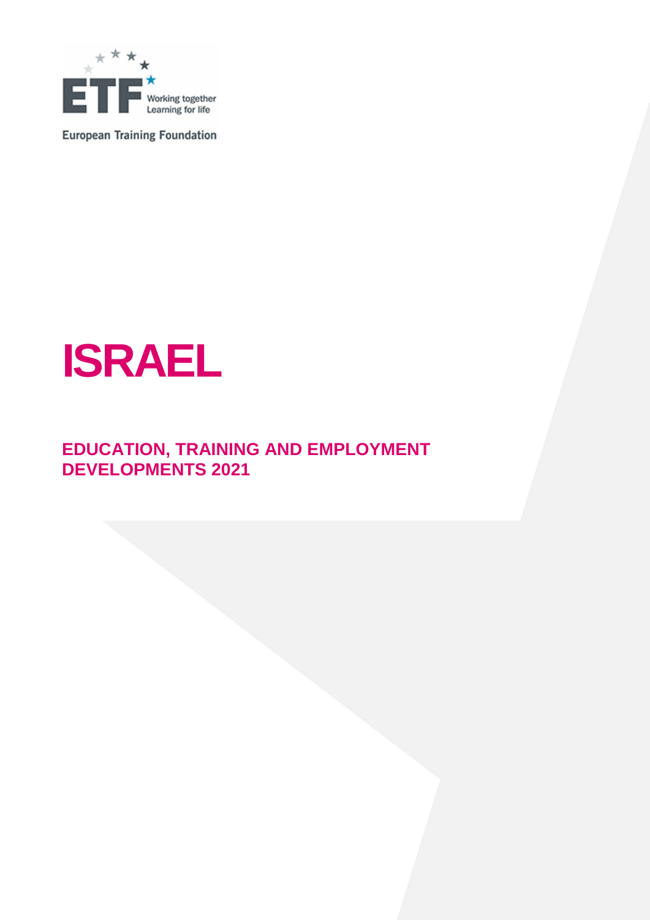Working together
Learning for life

European Training Foundation

# ISRAEL

## EDUCATION, TRAINING AND EMPLOYMENT DEVELOPMENTS 2021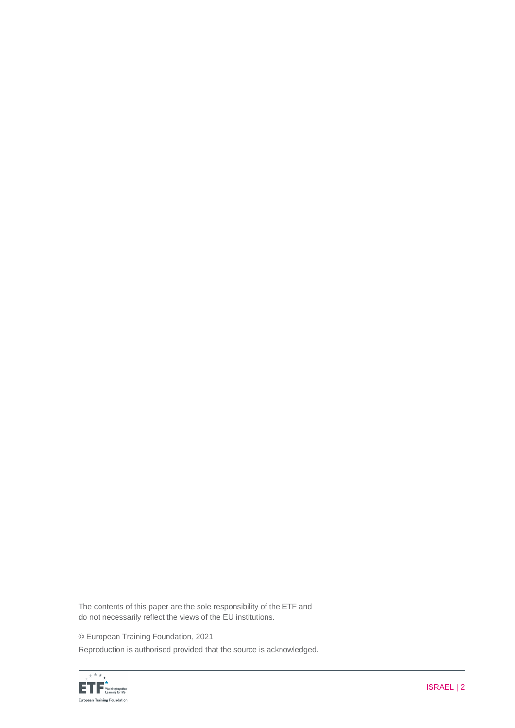The contents of this paper are the sole responsibility of the ETF and do not necessarily reflect the views of the EU institutions.

© European Training Foundation, 2021

Reproduction is authorised provided that the source is acknowledged.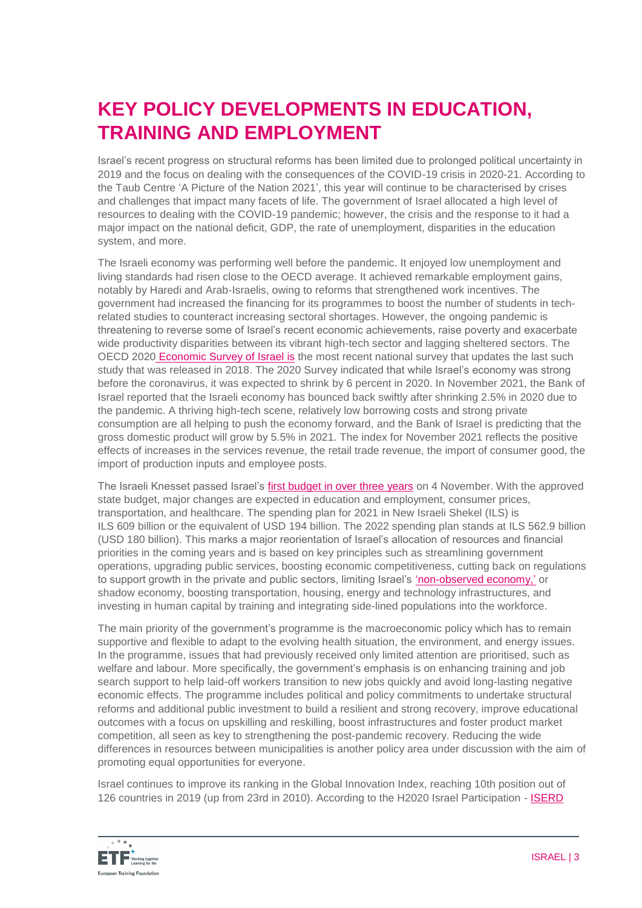# KEY POLICY DEVELOPMENTS IN EDUCATION, TRAINING AND EMPLOYMENT

Israel's recent progress on structural reforms has been limited due to prolonged political uncertainty in 2019 and the focus on dealing with the consequences of the COVID-19 crisis in 2020-21. According to the Taub Centre 'A Picture of the Nation 2021', this year will continue to be characterised by crises and challenges that impact many facets of life. The government of Israel allocated a high level of resources to dealing with the COVID-19 pandemic; however, the crisis and the response to it had a major impact on the national deficit, GDP, the rate of unemployment, disparities in the education system, and more.

The Israeli economy was performing well before the pandemic. It enjoyed low unemployment and living standards had risen close to the OECD average. It achieved remarkable employment gains, notably by Haredi and Arab-Israelis, owing to reforms that strengthened work incentives. The government had increased the financing for its programmes to boost the number of students in tech-related studies to counteract increasing sectoral shortages. However, the ongoing pandemic is threatening to reverse some of Israel's recent economic achievements, raise poverty and exacerbate wide productivity disparities between its vibrant high-tech sector and lagging sheltered sectors. The OECD 2020 Economic Survey of Israel is the most recent national survey that updates the last such study that was released in 2018. The 2020 Survey indicated that while Israel's economy was strong before the coronavirus, it was expected to shrink by 6 percent in 2020. In November 2021, the Bank of Israel reported that the Israeli economy has bounced back swiftly after shrinking 2.5% in 2020 due to the pandemic. A thriving high-tech scene, relatively low borrowing costs and strong private consumption are all helping to push the economy forward, and the Bank of Israel is predicting that the gross domestic product will grow by 5.5% in 2021. The index for November 2021 reflects the positive effects of increases in the services revenue, the retail trade revenue, the import of consumer good, the import of production inputs and employee posts.

The Israeli Knesset passed Israel's first budget in over three years on 4 November. With the approved state budget, major changes are expected in education and employment, consumer prices, transportation, and healthcare. The spending plan for 2021 in New Israeli Shekel (ILS) is ILS 609 billion or the equivalent of USD 194 billion. The 2022 spending plan stands at ILS 562.9 billion (USD 180 billion). This marks a major reorientation of Israel's allocation of resources and financial priorities in the coming years and is based on key principles such as streamlining government operations, upgrading public services, boosting economic competitiveness, cutting back on regulations to support growth in the private and public sectors, limiting Israel's 'non-observed economy,' or shadow economy, boosting transportation, housing, energy and technology infrastructures, and investing in human capital by training and integrating side-lined populations into the workforce.

The main priority of the government's programme is the macroeconomic policy which has to remain supportive and flexible to adapt to the evolving health situation, the environment, and energy issues. In the programme, issues that had previously received only limited attention are prioritised, such as welfare and labour. More specifically, the government's emphasis is on enhancing training and job search support to help laid-off workers transition to new jobs quickly and avoid long-lasting negative economic effects. The programme includes political and policy commitments to undertake structural reforms and additional public investment to build a resilient and strong recovery, improve educational outcomes with a focus on upskilling and reskilling, boost infrastructures and foster product market competition, all seen as key to strengthening the post-pandemic recovery. Reducing the wide differences in resources between municipalities is another policy area under discussion with the aim of promoting equal opportunities for everyone.

Israel continues to improve its ranking in the Global Innovation Index, reaching 10th position out of 126 countries in 2019 (up from 23rd in 2010). According to the H2020 Israel Participation - ISERD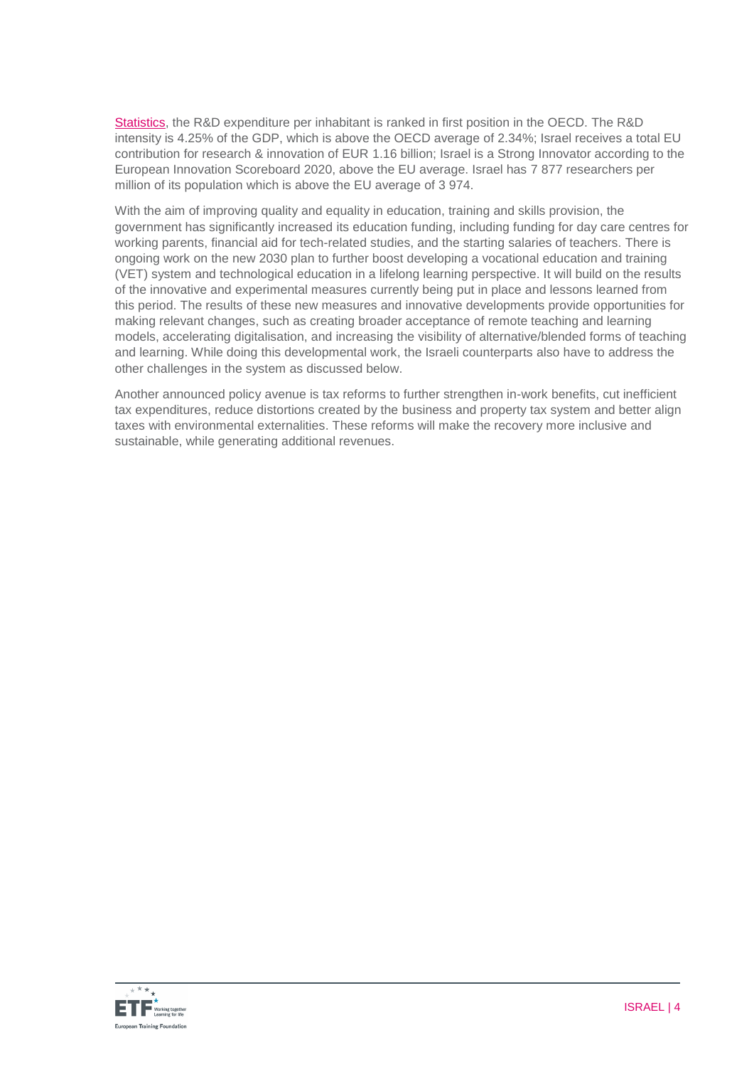Statistics, the R&D expenditure per inhabitant is ranked in first position in the OECD. The R&D intensity is 4.25% of the GDP, which is above the OECD average of 2.34%; Israel receives a total EU contribution for research & innovation of EUR 1.16 billion; Israel is a Strong Innovator according to the European Innovation Scoreboard 2020, above the EU average. Israel has 7 877 researchers per million of its population which is above the EU average of 3 974.

With the aim of improving quality and equality in education, training and skills provision, the government has significantly increased its education funding, including funding for day care centres for working parents, financial aid for tech-related studies, and the starting salaries of teachers. There is ongoing work on the new 2030 plan to further boost developing a vocational education and training (VET) system and technological education in a lifelong learning perspective. It will build on the results of the innovative and experimental measures currently being put in place and lessons learned from this period. The results of these new measures and innovative developments provide opportunities for making relevant changes, such as creating broader acceptance of remote teaching and learning models, accelerating digitalisation, and increasing the visibility of alternative/blended forms of teaching and learning. While doing this developmental work, the Israeli counterparts also have to address the other challenges in the system as discussed below.

Another announced policy avenue is tax reforms to further strengthen in-work benefits, cut inefficient tax expenditures, reduce distortions created by the business and property tax system and better align taxes with environmental externalities. These reforms will make the recovery more inclusive and sustainable, while generating additional revenues.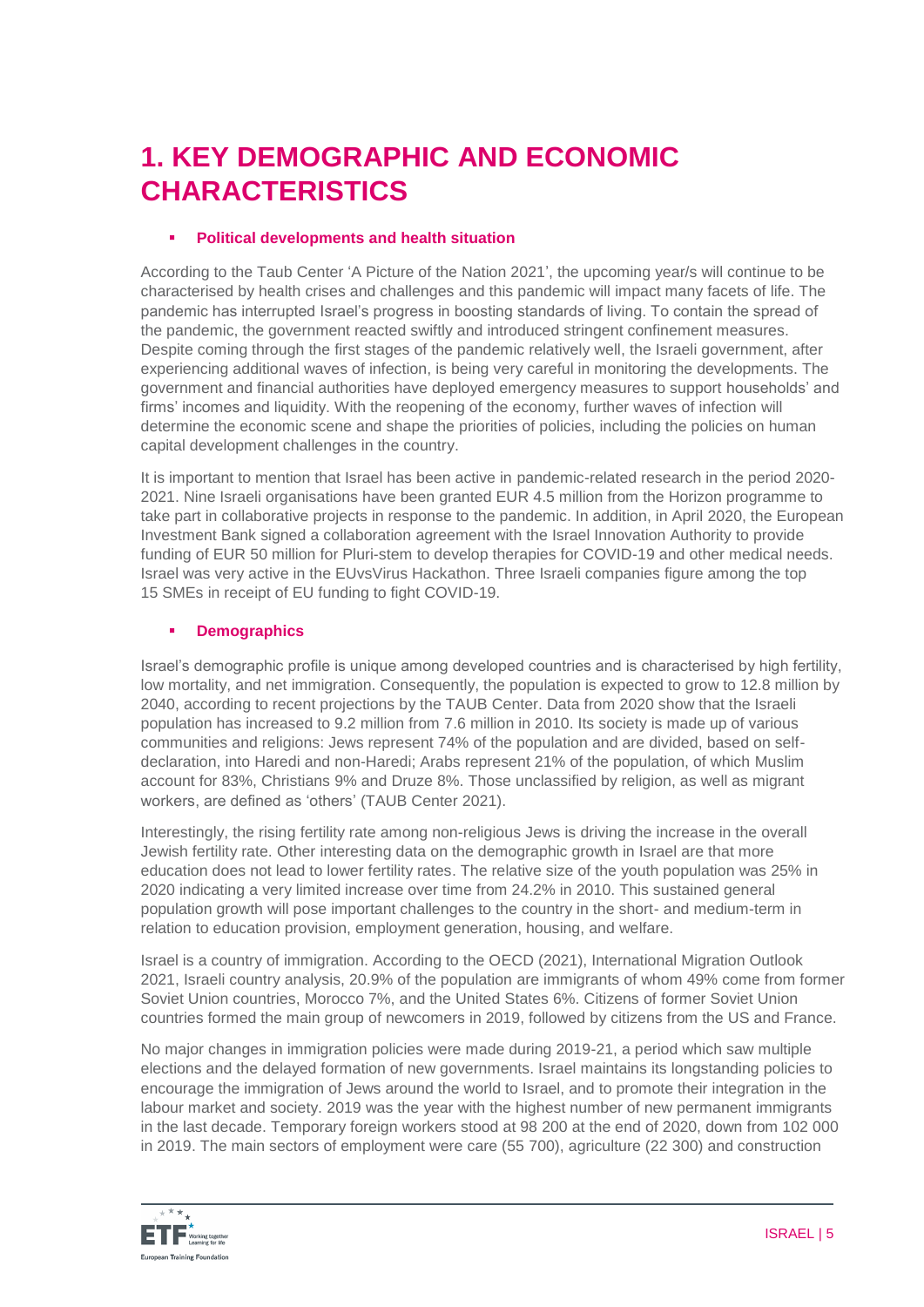# 1. KEY DEMOGRAPHIC AND ECONOMIC CHARACTERISTICS

- **Political developments and health situation**

According to the Taub Center 'A Picture of the Nation 2021', the upcoming year/s will continue to be characterised by health crises and challenges and this pandemic will impact many facets of life. The pandemic has interrupted Israel's progress in boosting standards of living. To contain the spread of the pandemic, the government reacted swiftly and introduced stringent confinement measures. Despite coming through the first stages of the pandemic relatively well, the Israeli government, after experiencing additional waves of infection, is being very careful in monitoring the developments. The government and financial authorities have deployed emergency measures to support households' and firms' incomes and liquidity. With the reopening of the economy, further waves of infection will determine the economic scene and shape the priorities of policies, including the policies on human capital development challenges in the country.

It is important to mention that Israel has been active in pandemic-related research in the period 2020-2021. Nine Israeli organisations have been granted EUR 4.5 million from the Horizon programme to take part in collaborative projects in response to the pandemic. In addition, in April 2020, the European Investment Bank signed a collaboration agreement with the Israel Innovation Authority to provide funding of EUR 50 million for Pluri-stem to develop therapies for COVID-19 and other medical needs. Israel was very active in the EUvsVirus Hackathon. Three Israeli companies figure among the top 15 SMEs in receipt of EU funding to fight COVID-19.

- **Demographics**

Israel's demographic profile is unique among developed countries and is characterised by high fertility, low mortality, and net immigration. Consequently, the population is expected to grow to 12.8 million by 2040, according to recent projections by the TAUB Center. Data from 2020 show that the Israeli population has increased to 9.2 million from 7.6 million in 2010. Its society is made up of various communities and religions: Jews represent 74% of the population and are divided, based on self-declaration, into Haredi and non-Haredi; Arabs represent 21% of the population, of which Muslim account for 83%, Christians 9% and Druze 8%. Those unclassified by religion, as well as migrant workers, are defined as 'others' (TAUB Center 2021).

Interestingly, the rising fertility rate among non-religious Jews is driving the increase in the overall Jewish fertility rate. Other interesting data on the demographic growth in Israel are that more education does not lead to lower fertility rates. The relative size of the youth population was 25% in 2020 indicating a very limited increase over time from 24.2% in 2010. This sustained general population growth will pose important challenges to the country in the short- and medium-term in relation to education provision, employment generation, housing, and welfare.

Israel is a country of immigration. According to the OECD (2021), International Migration Outlook 2021, Israeli country analysis, 20.9% of the population are immigrants of whom 49% come from former Soviet Union countries, Morocco 7%, and the United States 6%. Citizens of former Soviet Union countries formed the main group of newcomers in 2019, followed by citizens from the US and France.

No major changes in immigration policies were made during 2019-21, a period which saw multiple elections and the delayed formation of new governments. Israel maintains its longstanding policies to encourage the immigration of Jews around the world to Israel, and to promote their integration in the labour market and society. 2019 was the year with the highest number of new permanent immigrants in the last decade. Temporary foreign workers stood at 98 200 at the end of 2020, down from 102 000 in 2019. The main sectors of employment were care (55 700), agriculture (22 300) and construction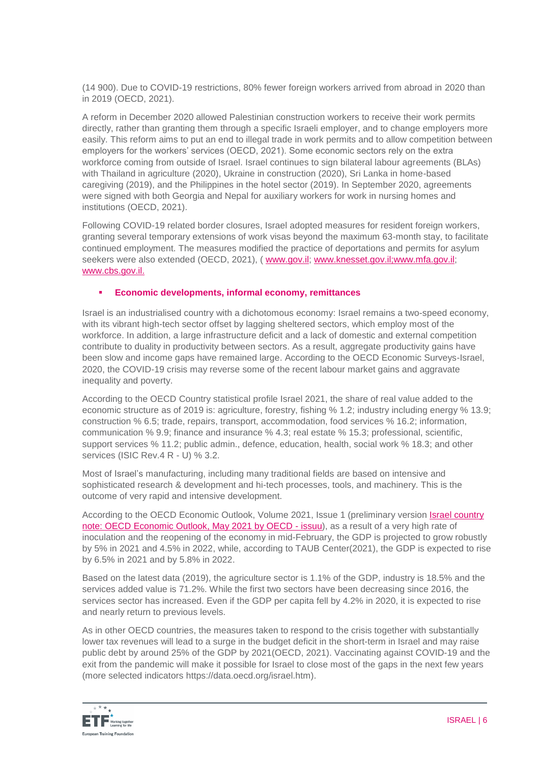(14 900). Due to COVID-19 restrictions, 80% fewer foreign workers arrived from abroad in 2020 than in 2019 (OECD, 2021).

A reform in December 2020 allowed Palestinian construction workers to receive their work permits directly, rather than granting them through a specific Israeli employer, and to change employers more easily. This reform aims to put an end to illegal trade in work permits and to allow competition between employers for the workers' services (OECD, 2021). Some economic sectors rely on the extra workforce coming from outside of Israel. Israel continues to sign bilateral labour agreements (BLAs) with Thailand in agriculture (2020), Ukraine in construction (2020), Sri Lanka in home-based caregiving (2019), and the Philippines in the hotel sector (2019). In September 2020, agreements were signed with both Georgia and Nepal for auxiliary workers for work in nursing homes and institutions (OECD, 2021).

Following COVID-19 related border closures, Israel adopted measures for resident foreign workers, granting several temporary extensions of work visas beyond the maximum 63-month stay, to facilitate continued employment. The measures modified the practice of deportations and permits for asylum seekers were also extended (OECD, 2021), ( www.gov.il; www.knesset.gov.il;www.mfa.gov.il; www.cbs.gov.il.

- **Economic developments, informal economy, remittances**

Israel is an industrialised country with a dichotomous economy: Israel remains a two-speed economy, with its vibrant high-tech sector offset by lagging sheltered sectors, which employ most of the workforce. In addition, a large infrastructure deficit and a lack of domestic and external competition contribute to duality in productivity between sectors. As a result, aggregate productivity gains have been slow and income gaps have remained large. According to the OECD Economic Surveys-Israel, 2020, the COVID-19 crisis may reverse some of the recent labour market gains and aggravate inequality and poverty.

According to the OECD Country statistical profile Israel 2021, the share of real value added to the economic structure as of 2019 is: agriculture, forestry, fishing % 1.2; industry including energy % 13.9; construction % 6.5; trade, repairs, transport, accommodation, food services % 16.2; information, communication % 9.9; finance and insurance % 4.3; real estate % 15.3; professional, scientific, support services % 11.2; public admin., defence, education, health, social work % 18.3; and other services (ISIC Rev.4 R - U) % 3.2.

Most of Israel's manufacturing, including many traditional fields are based on intensive and sophisticated research & development and hi-tech processes, tools, and machinery. This is the outcome of very rapid and intensive development.

According to the OECD Economic Outlook, Volume 2021, Issue 1 (preliminary version Israel country note: OECD Economic Outlook, May 2021 by OECD - issuu), as a result of a very high rate of inoculation and the reopening of the economy in mid-February, the GDP is projected to grow robustly by 5% in 2021 and 4.5% in 2022, while, according to TAUB Center(2021), the GDP is expected to rise by 6.5% in 2021 and by 5.8% in 2022.

Based on the latest data (2019), the agriculture sector is 1.1% of the GDP, industry is 18.5% and the services added value is 71.2%. While the first two sectors have been decreasing since 2016, the services sector has increased. Even if the GDP per capita fell by 4.2% in 2020, it is expected to rise and nearly return to previous levels.

As in other OECD countries, the measures taken to respond to the crisis together with substantially lower tax revenues will lead to a surge in the budget deficit in the short-term in Israel and may raise public debt by around 25% of the GDP by 2021(OECD, 2021). Vaccinating against COVID-19 and the exit from the pandemic will make it possible for Israel to close most of the gaps in the next few years (more selected indicators https://data.oecd.org/israel.htm).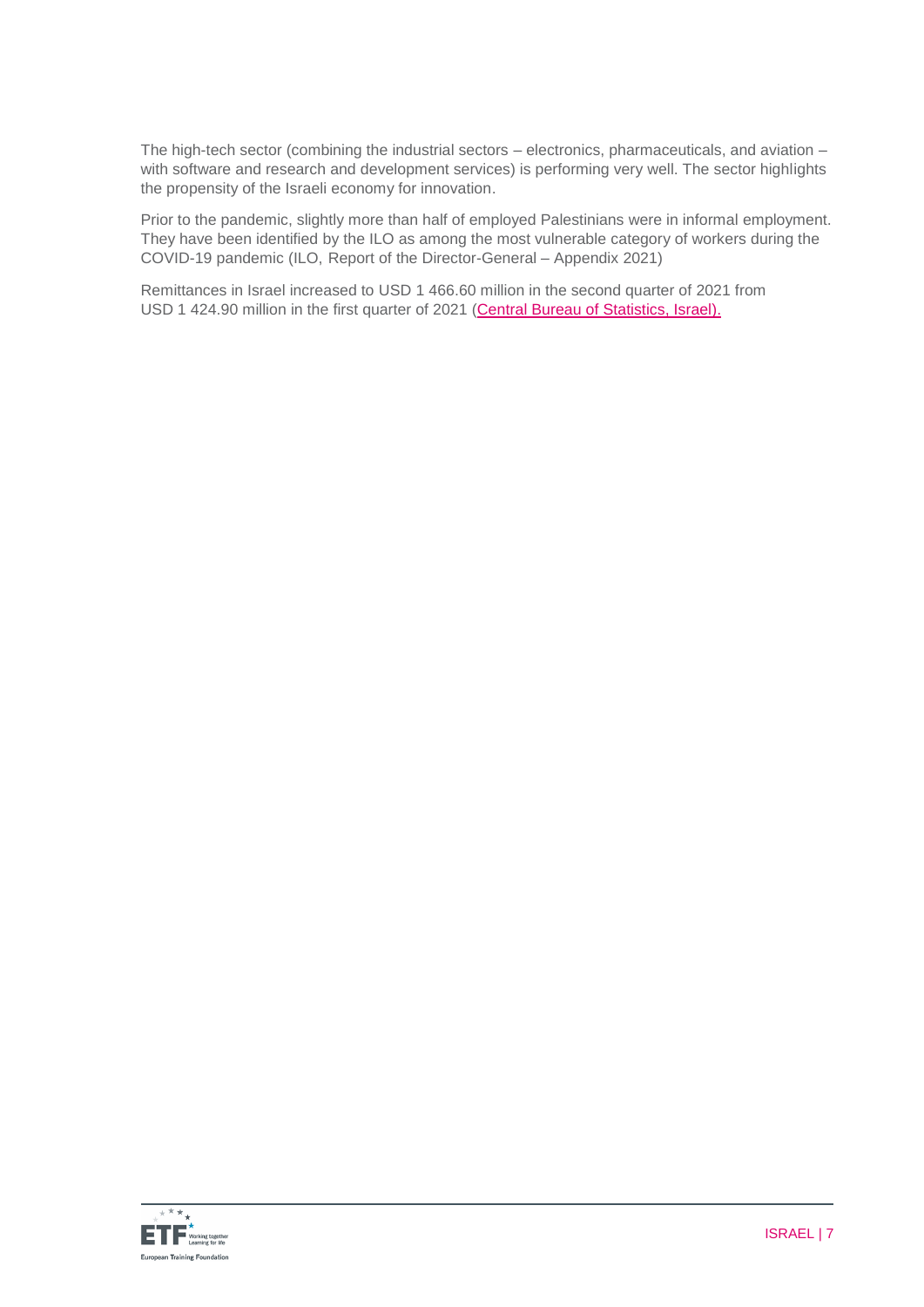The high-tech sector (combining the industrial sectors – electronics, pharmaceuticals, and aviation – with software and research and development services) is performing very well. The sector highlights the propensity of the Israeli economy for innovation.

Prior to the pandemic, slightly more than half of employed Palestinians were in informal employment. They have been identified by the ILO as among the most vulnerable category of workers during the COVID-19 pandemic (ILO, Report of the Director-General – Appendix 2021)

Remittances in Israel increased to USD 1 466.60 million in the second quarter of 2021 from USD 1 424.90 million in the first quarter of 2021 (Central Bureau of Statistics, Israel).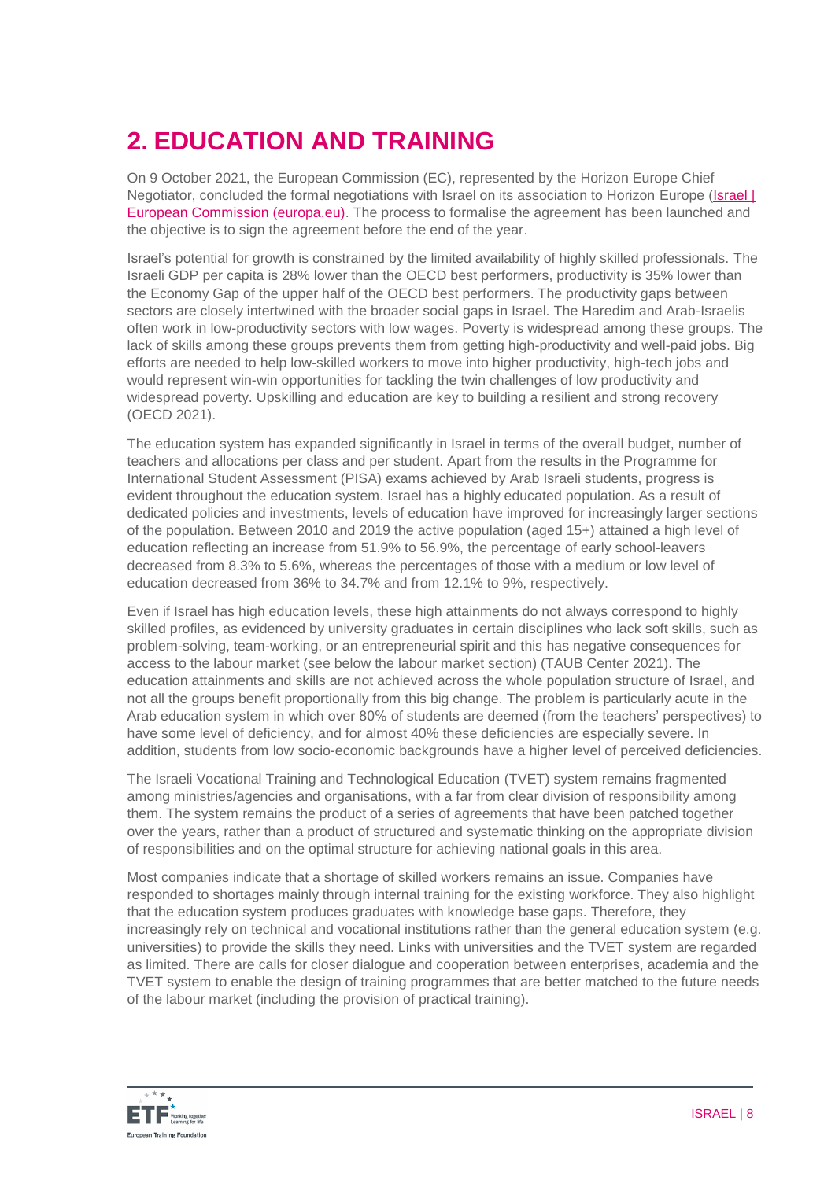# 2. EDUCATION AND TRAINING

On 9 October 2021, the European Commission (EC), represented by the Horizon Europe Chief Negotiator, concluded the formal negotiations with Israel on its association to Horizon Europe (Israel | European Commission (europa.eu)). The process to formalise the agreement has been launched and the objective is to sign the agreement before the end of the year.

Israel's potential for growth is constrained by the limited availability of highly skilled professionals. The Israeli GDP per capita is 28% lower than the OECD best performers, productivity is 35% lower than the Economy Gap of the upper half of the OECD best performers. The productivity gaps between sectors are closely intertwined with the broader social gaps in Israel. The Haredim and Arab-Israelis often work in low-productivity sectors with low wages. Poverty is widespread among these groups. The lack of skills among these groups prevents them from getting high-productivity and well-paid jobs. Big efforts are needed to help low-skilled workers to move into higher productivity, high-tech jobs and would represent win-win opportunities for tackling the twin challenges of low productivity and widespread poverty. Upskilling and education are key to building a resilient and strong recovery (OECD 2021).

The education system has expanded significantly in Israel in terms of the overall budget, number of teachers and allocations per class and per student. Apart from the results in the Programme for International Student Assessment (PISA) exams achieved by Arab Israeli students, progress is evident throughout the education system. Israel has a highly educated population. As a result of dedicated policies and investments, levels of education have improved for increasingly larger sections of the population. Between 2010 and 2019 the active population (aged 15+) attained a high level of education reflecting an increase from 51.9% to 56.9%, the percentage of early school-leavers decreased from 8.3% to 5.6%, whereas the percentages of those with a medium or low level of education decreased from 36% to 34.7% and from 12.1% to 9%, respectively.

Even if Israel has high education levels, these high attainments do not always correspond to highly skilled profiles, as evidenced by university graduates in certain disciplines who lack soft skills, such as problem-solving, team-working, or an entrepreneurial spirit and this has negative consequences for access to the labour market (see below the labour market section) (TAUB Center 2021). The education attainments and skills are not achieved across the whole population structure of Israel, and not all the groups benefit proportionally from this big change. The problem is particularly acute in the Arab education system in which over 80% of students are deemed (from the teachers' perspectives) to have some level of deficiency, and for almost 40% these deficiencies are especially severe. In addition, students from low socio-economic backgrounds have a higher level of perceived deficiencies.

The Israeli Vocational Training and Technological Education (TVET) system remains fragmented among ministries/agencies and organisations, with a far from clear division of responsibility among them. The system remains the product of a series of agreements that have been patched together over the years, rather than a product of structured and systematic thinking on the appropriate division of responsibilities and on the optimal structure for achieving national goals in this area.

Most companies indicate that a shortage of skilled workers remains an issue. Companies have responded to shortages mainly through internal training for the existing workforce. They also highlight that the education system produces graduates with knowledge base gaps. Therefore, they increasingly rely on technical and vocational institutions rather than the general education system (e.g. universities) to provide the skills they need. Links with universities and the TVET system are regarded as limited. There are calls for closer dialogue and cooperation between enterprises, academia and the TVET system to enable the design of training programmes that are better matched to the future needs of the labour market (including the provision of practical training).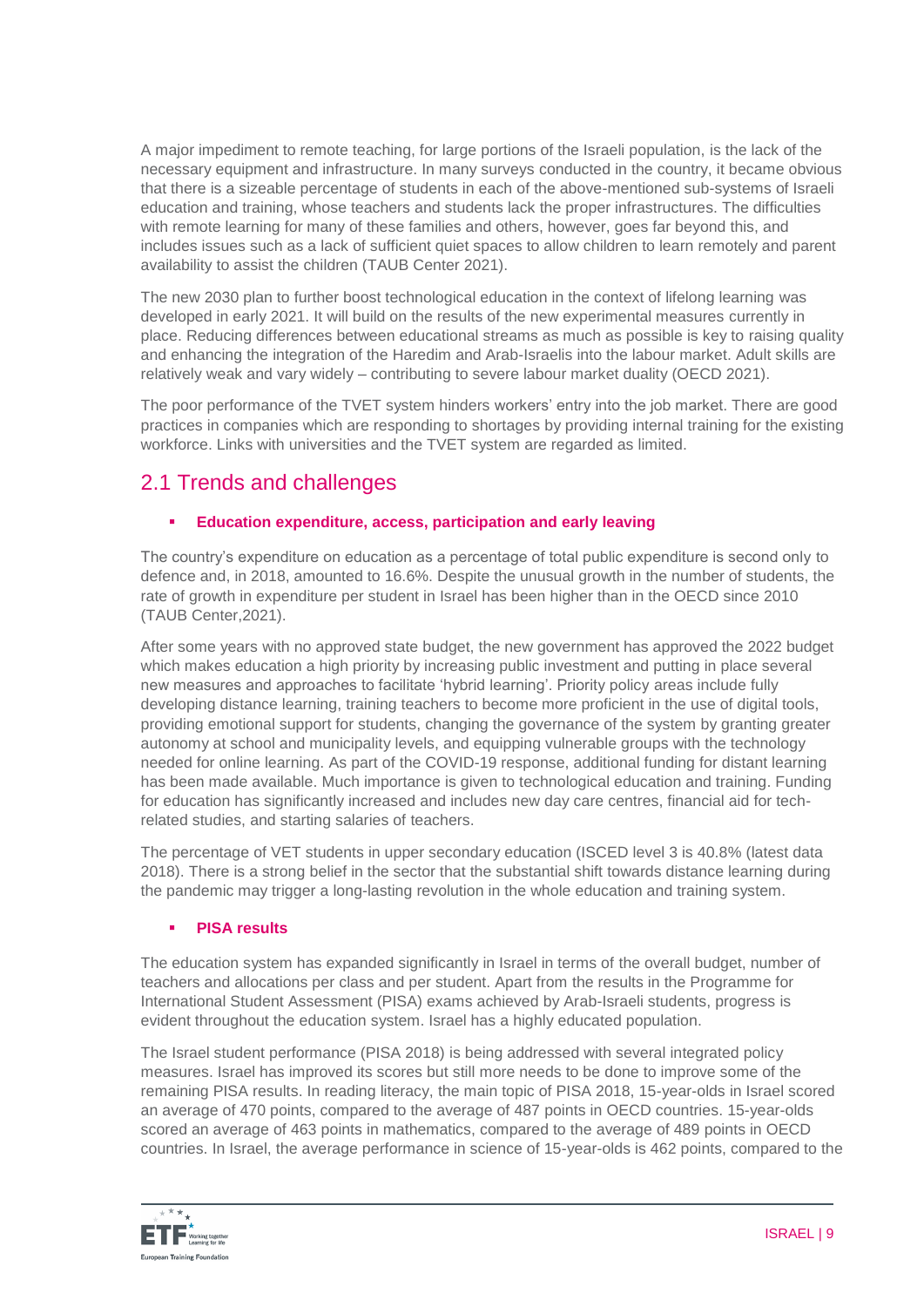A major impediment to remote teaching, for large portions of the Israeli population, is the lack of the necessary equipment and infrastructure. In many surveys conducted in the country, it became obvious that there is a sizeable percentage of students in each of the above-mentioned sub-systems of Israeli education and training, whose teachers and students lack the proper infrastructures. The difficulties with remote learning for many of these families and others, however, goes far beyond this, and includes issues such as a lack of sufficient quiet spaces to allow children to learn remotely and parent availability to assist the children (TAUB Center 2021).

The new 2030 plan to further boost technological education in the context of lifelong learning was developed in early 2021. It will build on the results of the new experimental measures currently in place. Reducing differences between educational streams as much as possible is key to raising quality and enhancing the integration of the Haredim and Arab-Israelis into the labour market. Adult skills are relatively weak and vary widely – contributing to severe labour market duality (OECD 2021).

The poor performance of the TVET system hinders workers' entry into the job market. There are good practices in companies which are responding to shortages by providing internal training for the existing workforce. Links with universities and the TVET system are regarded as limited.

## 2.1 Trends and challenges

- **Education expenditure, access, participation and early leaving**

The country's expenditure on education as a percentage of total public expenditure is second only to defence and, in 2018, amounted to 16.6%. Despite the unusual growth in the number of students, the rate of growth in expenditure per student in Israel has been higher than in the OECD since 2010 (TAUB Center,2021).

After some years with no approved state budget, the new government has approved the 2022 budget which makes education a high priority by increasing public investment and putting in place several new measures and approaches to facilitate 'hybrid learning'. Priority policy areas include fully developing distance learning, training teachers to become more proficient in the use of digital tools, providing emotional support for students, changing the governance of the system by granting greater autonomy at school and municipality levels, and equipping vulnerable groups with the technology needed for online learning. As part of the COVID-19 response, additional funding for distant learning has been made available. Much importance is given to technological education and training. Funding for education has significantly increased and includes new day care centres, financial aid for tech-related studies, and starting salaries of teachers.

The percentage of VET students in upper secondary education (ISCED level 3 is 40.8% (latest data 2018). There is a strong belief in the sector that the substantial shift towards distance learning during the pandemic may trigger a long-lasting revolution in the whole education and training system.

- **PISA results**

The education system has expanded significantly in Israel in terms of the overall budget, number of teachers and allocations per class and per student. Apart from the results in the Programme for International Student Assessment (PISA) exams achieved by Arab-Israeli students, progress is evident throughout the education system. Israel has a highly educated population.

The Israel student performance (PISA 2018) is being addressed with several integrated policy measures. Israel has improved its scores but still more needs to be done to improve some of the remaining PISA results. In reading literacy, the main topic of PISA 2018, 15-year-olds in Israel scored an average of 470 points, compared to the average of 487 points in OECD countries. 15-year-olds scored an average of 463 points in mathematics, compared to the average of 489 points in OECD countries. In Israel, the average performance in science of 15-year-olds is 462 points, compared to the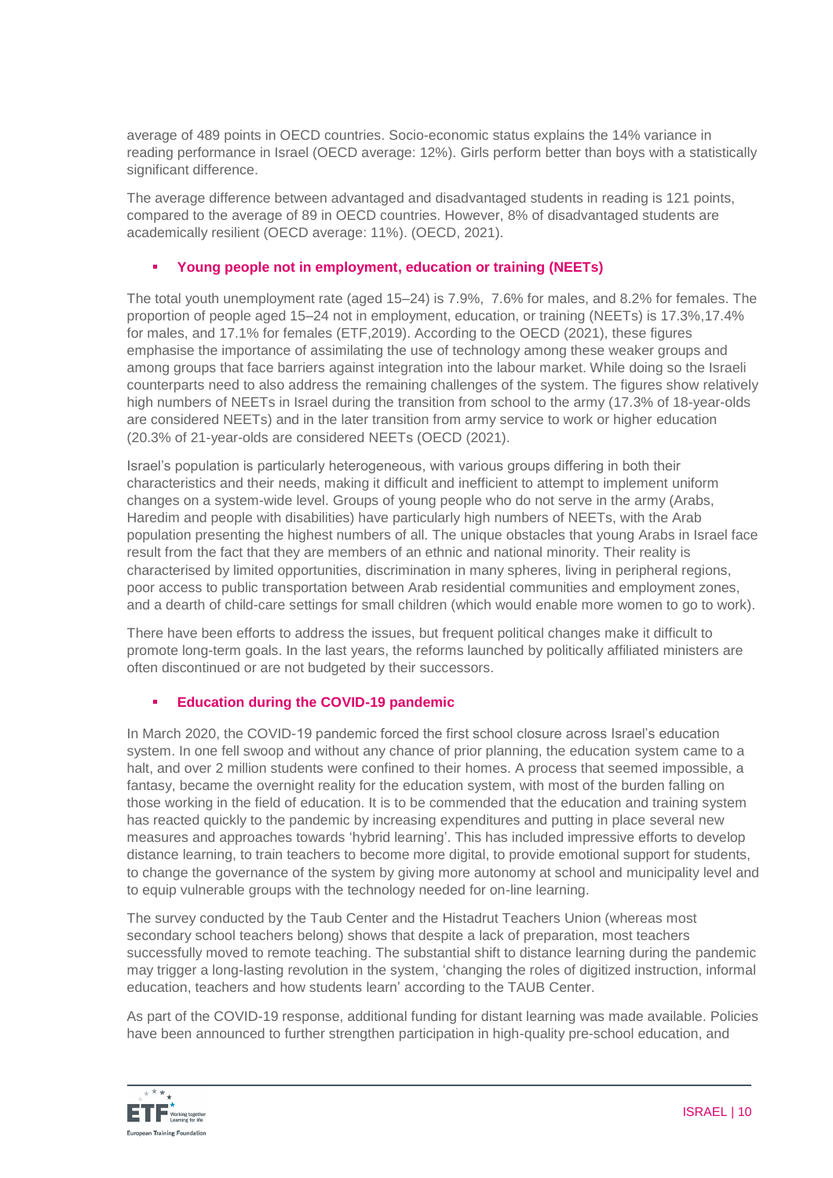average of 489 points in OECD countries. Socio-economic status explains the 14% variance in reading performance in Israel (OECD average: 12%). Girls perform better than boys with a statistically significant difference.

The average difference between advantaged and disadvantaged students in reading is 121 points, compared to the average of 89 in OECD countries. However, 8% of disadvantaged students are academically resilient (OECD average: 11%). (OECD, 2021).

- **Young people not in employment, education or training (NEETs)**

The total youth unemployment rate (aged 15–24) is 7.9%, 7.6% for males, and 8.2% for females. The proportion of people aged 15–24 not in employment, education, or training (NEETs) is 17.3%,17.4% for males, and 17.1% for females (ETF,2019). According to the OECD (2021), these figures emphasise the importance of assimilating the use of technology among these weaker groups and among groups that face barriers against integration into the labour market. While doing so the Israeli counterparts need to also address the remaining challenges of the system. The figures show relatively high numbers of NEETs in Israel during the transition from school to the army (17.3% of 18-year-olds are considered NEETs) and in the later transition from army service to work or higher education (20.3% of 21-year-olds are considered NEETs (OECD (2021).

Israel's population is particularly heterogeneous, with various groups differing in both their characteristics and their needs, making it difficult and inefficient to attempt to implement uniform changes on a system-wide level. Groups of young people who do not serve in the army (Arabs, Haredim and people with disabilities) have particularly high numbers of NEETs, with the Arab population presenting the highest numbers of all. The unique obstacles that young Arabs in Israel face result from the fact that they are members of an ethnic and national minority. Their reality is characterised by limited opportunities, discrimination in many spheres, living in peripheral regions, poor access to public transportation between Arab residential communities and employment zones, and a dearth of child-care settings for small children (which would enable more women to go to work).

There have been efforts to address the issues, but frequent political changes make it difficult to promote long-term goals. In the last years, the reforms launched by politically affiliated ministers are often discontinued or are not budgeted by their successors.

- **Education during the COVID-19 pandemic**

In March 2020, the COVID-19 pandemic forced the first school closure across Israel's education system. In one fell swoop and without any chance of prior planning, the education system came to a halt, and over 2 million students were confined to their homes. A process that seemed impossible, a fantasy, became the overnight reality for the education system, with most of the burden falling on those working in the field of education. It is to be commended that the education and training system has reacted quickly to the pandemic by increasing expenditures and putting in place several new measures and approaches towards 'hybrid learning'. This has included impressive efforts to develop distance learning, to train teachers to become more digital, to provide emotional support for students, to change the governance of the system by giving more autonomy at school and municipality level and to equip vulnerable groups with the technology needed for on-line learning.

The survey conducted by the Taub Center and the Histadrut Teachers Union (whereas most secondary school teachers belong) shows that despite a lack of preparation, most teachers successfully moved to remote teaching. The substantial shift to distance learning during the pandemic may trigger a long-lasting revolution in the system, 'changing the roles of digitized instruction, informal education, teachers and how students learn' according to the TAUB Center.

As part of the COVID-19 response, additional funding for distant learning was made available. Policies have been announced to further strengthen participation in high-quality pre-school education, and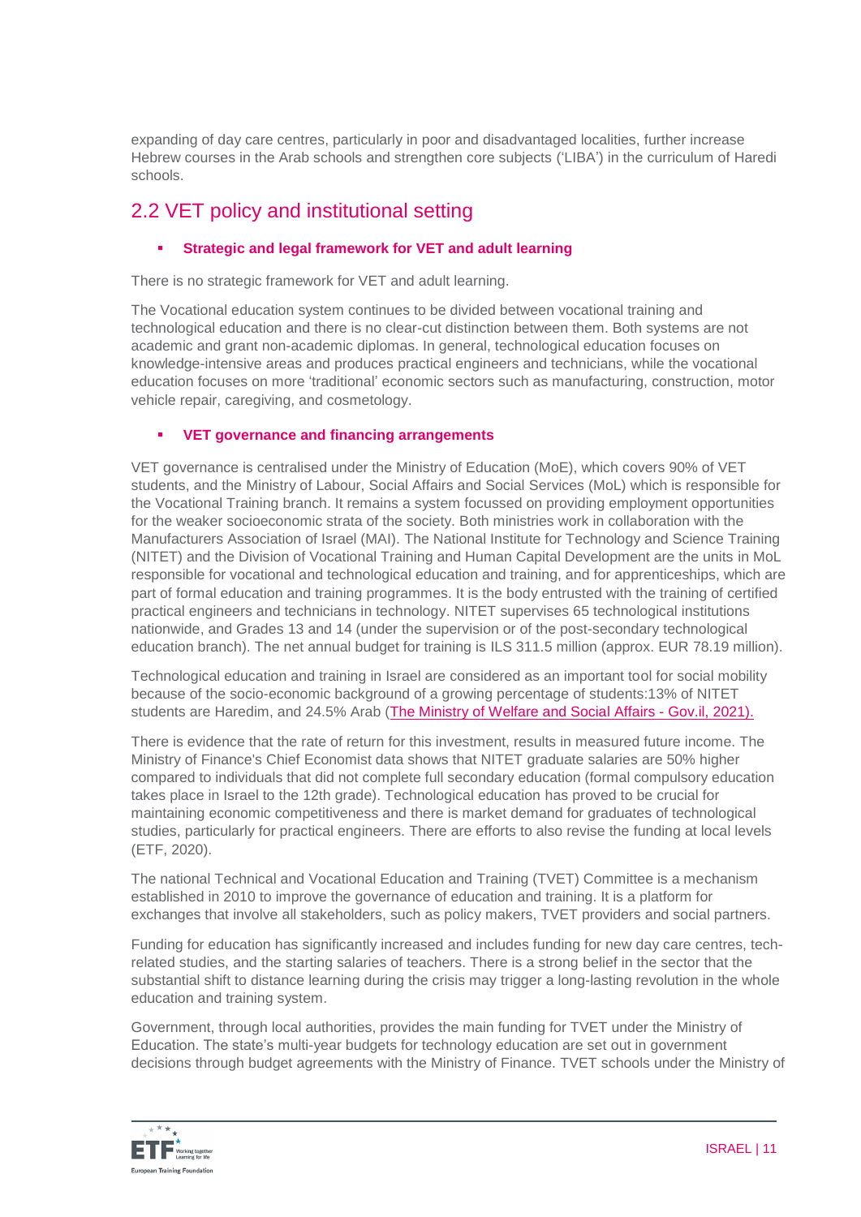expanding of day care centres, particularly in poor and disadvantaged localities, further increase Hebrew courses in the Arab schools and strengthen core subjects ('LIBA') in the curriculum of Haredi schools.

## 2.2 VET policy and institutional setting

- **Strategic and legal framework for VET and adult learning**

There is no strategic framework for VET and adult learning.

The Vocational education system continues to be divided between vocational training and technological education and there is no clear-cut distinction between them. Both systems are not academic and grant non-academic diplomas. In general, technological education focuses on knowledge-intensive areas and produces practical engineers and technicians, while the vocational education focuses on more 'traditional' economic sectors such as manufacturing, construction, motor vehicle repair, caregiving, and cosmetology.

- **VET governance and financing arrangements**

VET governance is centralised under the Ministry of Education (MoE), which covers 90% of VET students, and the Ministry of Labour, Social Affairs and Social Services (MoL) which is responsible for the Vocational Training branch. It remains a system focussed on providing employment opportunities for the weaker socioeconomic strata of the society. Both ministries work in collaboration with the Manufacturers Association of Israel (MAI). The National Institute for Technology and Science Training (NITET) and the Division of Vocational Training and Human Capital Development are the units in MoL responsible for vocational and technological education and training, and for apprenticeships, which are part of formal education and training programmes. It is the body entrusted with the training of certified practical engineers and technicians in technology. NITET supervises 65 technological institutions nationwide, and Grades 13 and 14 (under the supervision or of the post-secondary technological education branch). The net annual budget for training is ILS 311.5 million (approx. EUR 78.19 million).

Technological education and training in Israel are considered as an important tool for social mobility because of the socio-economic background of a growing percentage of students:13% of NITET students are Haredim, and 24.5% Arab (The Ministry of Welfare and Social Affairs - Gov.il, 2021).

There is evidence that the rate of return for this investment, results in measured future income. The Ministry of Finance's Chief Economist data shows that NITET graduate salaries are 50% higher compared to individuals that did not complete full secondary education (formal compulsory education takes place in Israel to the 12th grade). Technological education has proved to be crucial for maintaining economic competitiveness and there is market demand for graduates of technological studies, particularly for practical engineers. There are efforts to also revise the funding at local levels (ETF, 2020).

The national Technical and Vocational Education and Training (TVET) Committee is a mechanism established in 2010 to improve the governance of education and training. It is a platform for exchanges that involve all stakeholders, such as policy makers, TVET providers and social partners.

Funding for education has significantly increased and includes funding for new day care centres, tech-related studies, and the starting salaries of teachers. There is a strong belief in the sector that the substantial shift to distance learning during the crisis may trigger a long-lasting revolution in the whole education and training system.

Government, through local authorities, provides the main funding for TVET under the Ministry of Education. The state's multi-year budgets for technology education are set out in government decisions through budget agreements with the Ministry of Finance. TVET schools under the Ministry of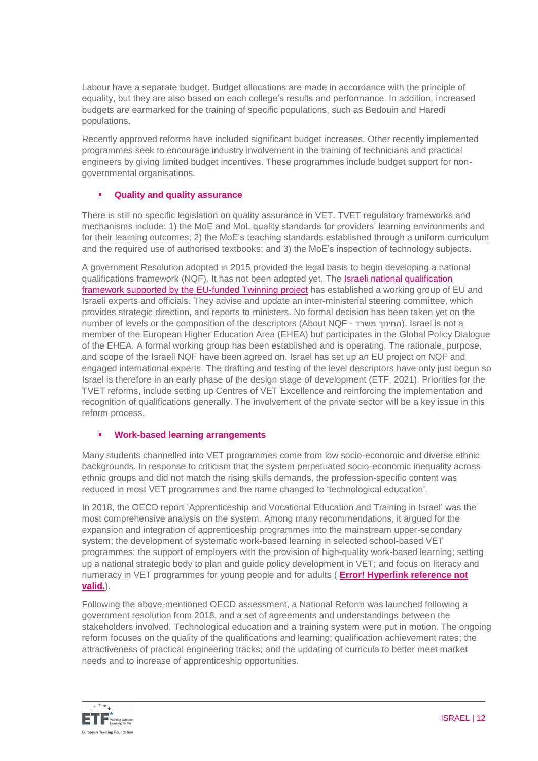Labour have a separate budget. Budget allocations are made in accordance with the principle of equality, but they are also based on each college's results and performance. In addition, increased budgets are earmarked for the training of specific populations, such as Bedouin and Haredi populations.

Recently approved reforms have included significant budget increases. Other recently implemented programmes seek to encourage industry involvement in the training of technicians and practical engineers by giving limited budget incentives. These programmes include budget support for non-governmental organisations.

- **Quality and quality assurance**

There is still no specific legislation on quality assurance in VET. TVET regulatory frameworks and mechanisms include: 1) the MoE and MoL quality standards for providers' learning environments and for their learning outcomes; 2) the MoE's teaching standards established through a uniform curriculum and the required use of authorised textbooks; and 3) the MoE's inspection of technology subjects.

A government Resolution adopted in 2015 provided the legal basis to begin developing a national qualifications framework (NQF). It has not been adopted yet. The Israeli national qualification framework supported by the EU-funded Twinning project has established a working group of EU and Israeli experts and officials. They advise and update an inter-ministerial steering committee, which provides strategic direction, and reports to ministers. No formal decision has been taken yet on the number of levels or the composition of the descriptors (About NQF - משרד החינוך). Israel is not a member of the European Higher Education Area (EHEA) but participates in the Global Policy Dialogue of the EHEA. A formal working group has been established and is operating. The rationale, purpose, and scope of the Israeli NQF have been agreed on. Israel has set up an EU project on NQF and engaged international experts. The drafting and testing of the level descriptors have only just begun so Israel is therefore in an early phase of the design stage of development (ETF, 2021). Priorities for the TVET reforms, include setting up Centres of VET Excellence and reinforcing the implementation and recognition of qualifications generally. The involvement of the private sector will be a key issue in this reform process.

- **Work-based learning arrangements**

Many students channelled into VET programmes come from low socio-economic and diverse ethnic backgrounds. In response to criticism that the system perpetuated socio-economic inequality across ethnic groups and did not match the rising skills demands, the profession-specific content was reduced in most VET programmes and the name changed to 'technological education'.

In 2018, the OECD report 'Apprenticeship and Vocational Education and Training in Israel' was the most comprehensive analysis on the system. Among many recommendations, it argued for the expansion and integration of apprenticeship programmes into the mainstream upper-secondary system; the development of systematic work-based learning in selected school-based VET programmes; the support of employers with the provision of high-quality work-based learning; setting up a national strategic body to plan and guide policy development in VET; and focus on literacy and numeracy in VET programmes for young people and for adults ( **Error! Hyperlink reference not valid.**).

Following the above-mentioned OECD assessment, a National Reform was launched following a government resolution from 2018, and a set of agreements and understandings between the stakeholders involved. Technological education and a training system were put in motion. The ongoing reform focuses on the quality of the qualifications and learning; qualification achievement rates; the attractiveness of practical engineering tracks; and the updating of curricula to better meet market needs and to increase of apprenticeship opportunities.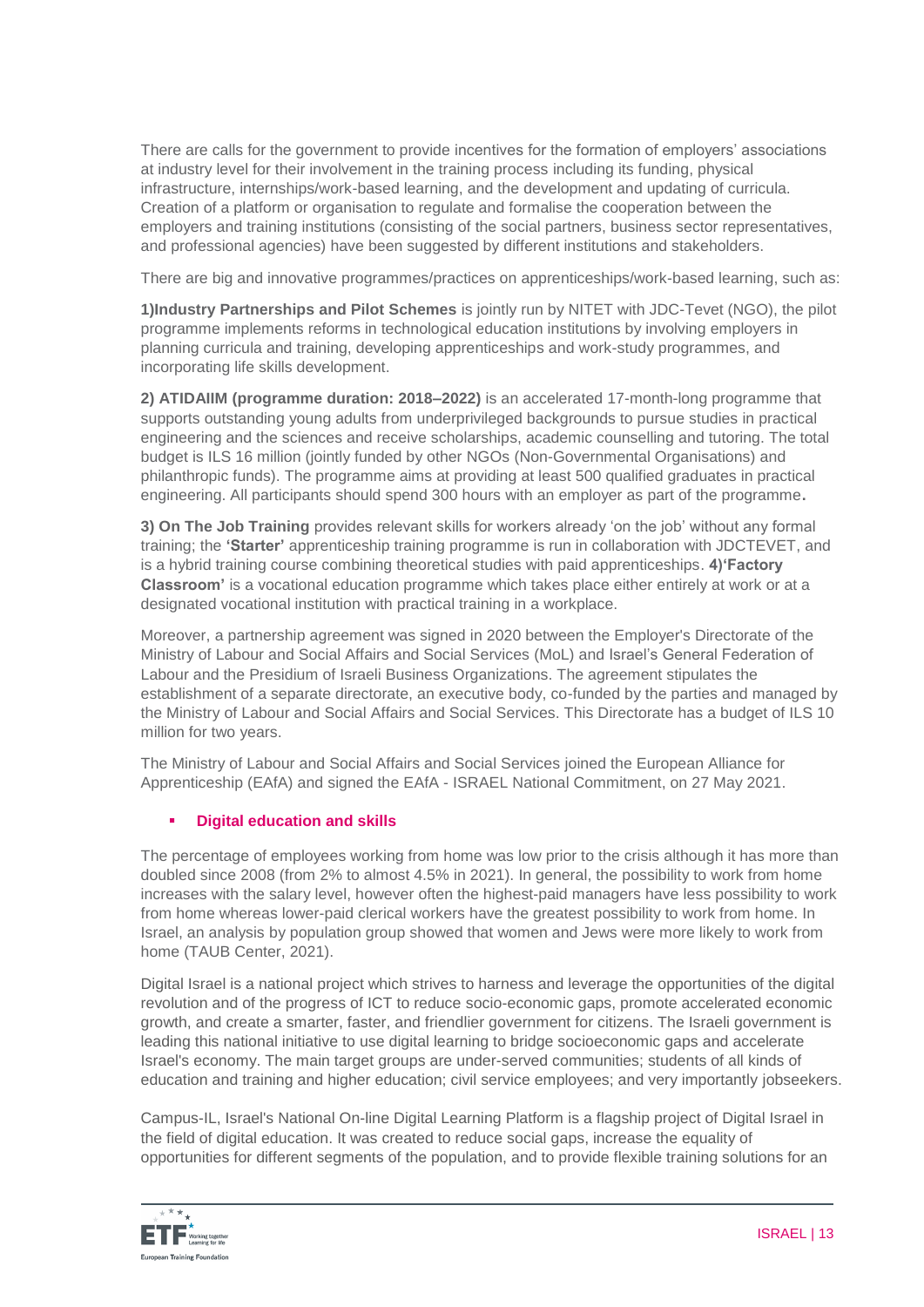There are calls for the government to provide incentives for the formation of employers' associations at industry level for their involvement in the training process including its funding, physical infrastructure, internships/work-based learning, and the development and updating of curricula. Creation of a platform or organisation to regulate and formalise the cooperation between the employers and training institutions (consisting of the social partners, business sector representatives, and professional agencies) have been suggested by different institutions and stakeholders.

There are big and innovative programmes/practices on apprenticeships/work-based learning, such as:

**1)Industry Partnerships and Pilot Schemes** is jointly run by NITET with JDC-Tevet (NGO), the pilot programme implements reforms in technological education institutions by involving employers in planning curricula and training, developing apprenticeships and work-study programmes, and incorporating life skills development.

**2) ATIDAIIM (programme duration: 2018–2022)** is an accelerated 17-month-long programme that supports outstanding young adults from underprivileged backgrounds to pursue studies in practical engineering and the sciences and receive scholarships, academic counselling and tutoring. The total budget is ILS 16 million (jointly funded by other NGOs (Non-Governmental Organisations) and philanthropic funds). The programme aims at providing at least 500 qualified graduates in practical engineering. All participants should spend 300 hours with an employer as part of the programme**.**

**3) On The Job Training** provides relevant skills for workers already 'on the job' without any formal training; the **'Starter'** apprenticeship training programme is run in collaboration with JDCTEVET, and is a hybrid training course combining theoretical studies with paid apprenticeships. **4)'Factory Classroom'** is a vocational education programme which takes place either entirely at work or at a designated vocational institution with practical training in a workplace.

Moreover, a partnership agreement was signed in 2020 between the Employer's Directorate of the Ministry of Labour and Social Affairs and Social Services (MoL) and Israel's General Federation of Labour and the Presidium of Israeli Business Organizations. The agreement stipulates the establishment of a separate directorate, an executive body, co-funded by the parties and managed by the Ministry of Labour and Social Affairs and Social Services. This Directorate has a budget of ILS 10 million for two years.

The Ministry of Labour and Social Affairs and Social Services joined the European Alliance for Apprenticeship (EAfA) and signed the EAfA - ISRAEL National Commitment, on 27 May 2021.

- **Digital education and skills**

The percentage of employees working from home was low prior to the crisis although it has more than doubled since 2008 (from 2% to almost 4.5% in 2021). In general, the possibility to work from home increases with the salary level, however often the highest-paid managers have less possibility to work from home whereas lower-paid clerical workers have the greatest possibility to work from home. In Israel, an analysis by population group showed that women and Jews were more likely to work from home (TAUB Center, 2021).

Digital Israel is a national project which strives to harness and leverage the opportunities of the digital revolution and of the progress of ICT to reduce socio-economic gaps, promote accelerated economic growth, and create a smarter, faster, and friendlier government for citizens. The Israeli government is leading this national initiative to use digital learning to bridge socioeconomic gaps and accelerate Israel's economy. The main target groups are under-served communities; students of all kinds of education and training and higher education; civil service employees; and very importantly jobseekers.

Campus-IL, Israel's National On-line Digital Learning Platform is a flagship project of Digital Israel in the field of digital education. It was created to reduce social gaps, increase the equality of opportunities for different segments of the population, and to provide flexible training solutions for an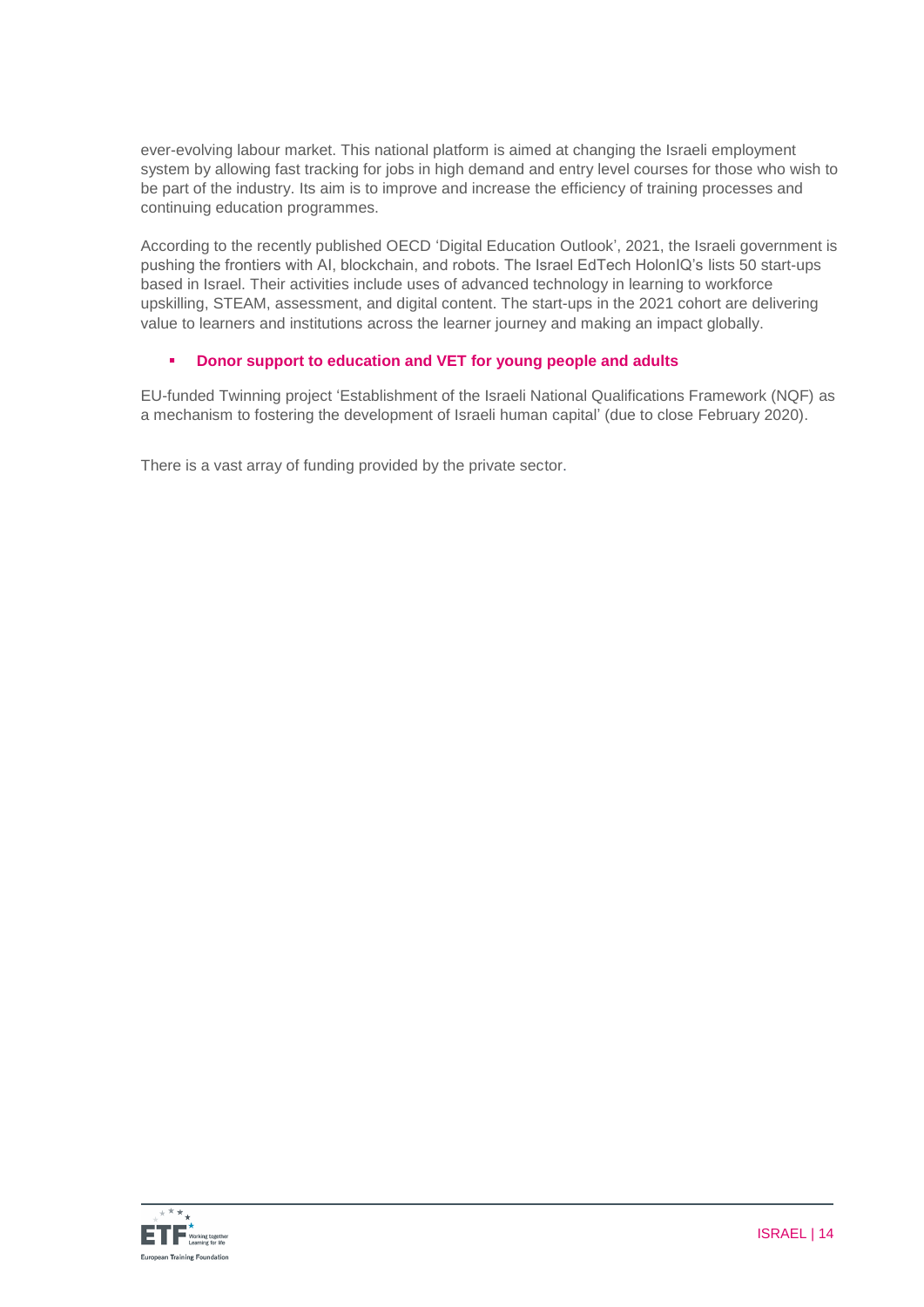ever-evolving labour market. This national platform is aimed at changing the Israeli employment system by allowing fast tracking for jobs in high demand and entry level courses for those who wish to be part of the industry. Its aim is to improve and increase the efficiency of training processes and continuing education programmes.

According to the recently published OECD 'Digital Education Outlook', 2021, the Israeli government is pushing the frontiers with AI, blockchain, and robots. The Israel EdTech HolonIQ's lists 50 start-ups based in Israel. Their activities include uses of advanced technology in learning to workforce upskilling, STEAM, assessment, and digital content. The start-ups in the 2021 cohort are delivering value to learners and institutions across the learner journey and making an impact globally.

- **Donor support to education and VET for young people and adults**

EU-funded Twinning project 'Establishment of the Israeli National Qualifications Framework (NQF) as a mechanism to fostering the development of Israeli human capital' (due to close February 2020).

There is a vast array of funding provided by the private sector.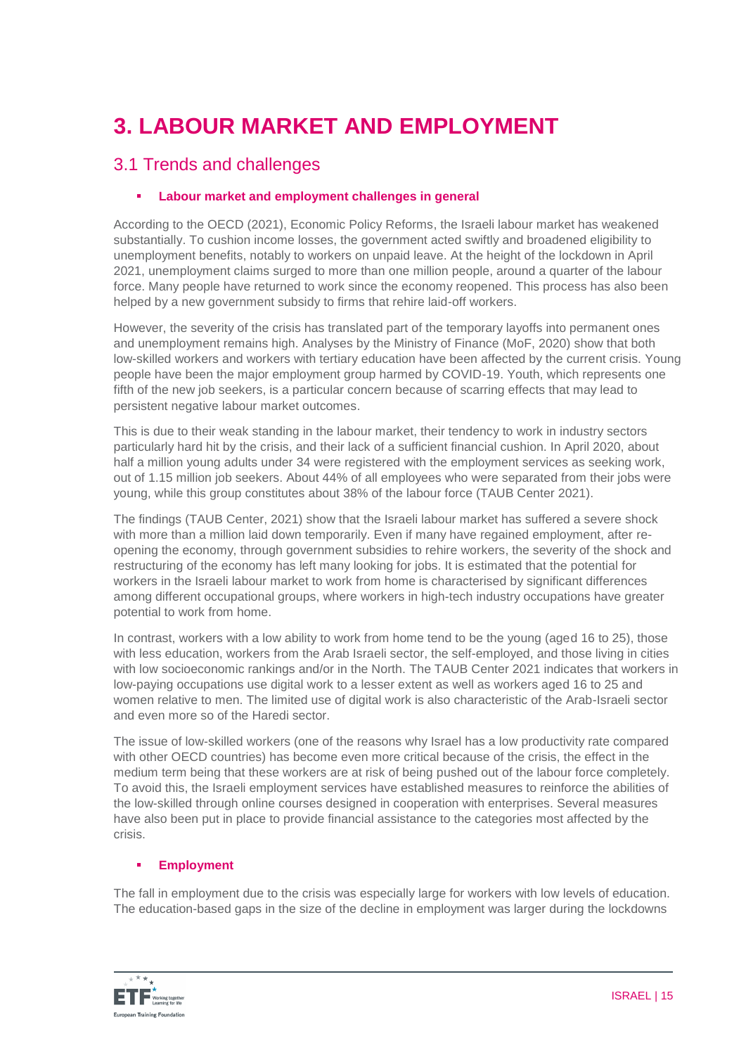# 3. LABOUR MARKET AND EMPLOYMENT

## 3.1 Trends and challenges

- **Labour market and employment challenges in general**

According to the OECD (2021), Economic Policy Reforms, the Israeli labour market has weakened substantially. To cushion income losses, the government acted swiftly and broadened eligibility to unemployment benefits, notably to workers on unpaid leave. At the height of the lockdown in April 2021, unemployment claims surged to more than one million people, around a quarter of the labour force. Many people have returned to work since the economy reopened. This process has also been helped by a new government subsidy to firms that rehire laid-off workers.

However, the severity of the crisis has translated part of the temporary layoffs into permanent ones and unemployment remains high. Analyses by the Ministry of Finance (MoF, 2020) show that both low-skilled workers and workers with tertiary education have been affected by the current crisis. Young people have been the major employment group harmed by COVID-19. Youth, which represents one fifth of the new job seekers, is a particular concern because of scarring effects that may lead to persistent negative labour market outcomes.

This is due to their weak standing in the labour market, their tendency to work in industry sectors particularly hard hit by the crisis, and their lack of a sufficient financial cushion. In April 2020, about half a million young adults under 34 were registered with the employment services as seeking work, out of 1.15 million job seekers. About 44% of all employees who were separated from their jobs were young, while this group constitutes about 38% of the labour force (TAUB Center 2021).

The findings (TAUB Center, 2021) show that the Israeli labour market has suffered a severe shock with more than a million laid down temporarily. Even if many have regained employment, after re-opening the economy, through government subsidies to rehire workers, the severity of the shock and restructuring of the economy has left many looking for jobs. It is estimated that the potential for workers in the Israeli labour market to work from home is characterised by significant differences among different occupational groups, where workers in high-tech industry occupations have greater potential to work from home.

In contrast, workers with a low ability to work from home tend to be the young (aged 16 to 25), those with less education, workers from the Arab Israeli sector, the self-employed, and those living in cities with low socioeconomic rankings and/or in the North. The TAUB Center 2021 indicates that workers in low-paying occupations use digital work to a lesser extent as well as workers aged 16 to 25 and women relative to men. The limited use of digital work is also characteristic of the Arab-Israeli sector and even more so of the Haredi sector.

The issue of low-skilled workers (one of the reasons why Israel has a low productivity rate compared with other OECD countries) has become even more critical because of the crisis, the effect in the medium term being that these workers are at risk of being pushed out of the labour force completely. To avoid this, the Israeli employment services have established measures to reinforce the abilities of the low-skilled through online courses designed in cooperation with enterprises. Several measures have also been put in place to provide financial assistance to the categories most affected by the crisis.

- **Employment**

The fall in employment due to the crisis was especially large for workers with low levels of education. The education-based gaps in the size of the decline in employment was larger during the lockdowns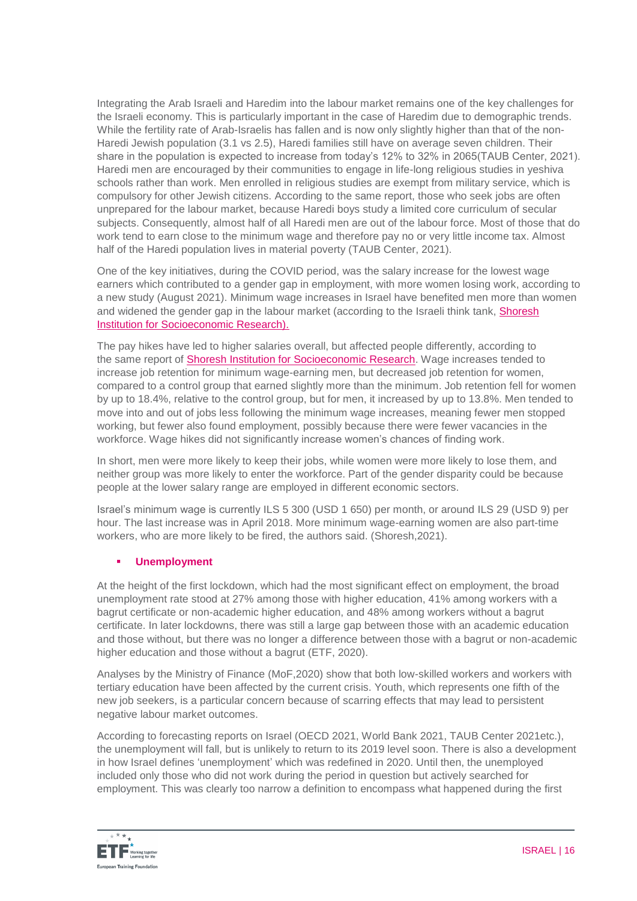Integrating the Arab Israeli and Haredim into the labour market remains one of the key challenges for the Israeli economy. This is particularly important in the case of Haredim due to demographic trends. While the fertility rate of Arab-Israelis has fallen and is now only slightly higher than that of the non-Haredi Jewish population (3.1 vs 2.5), Haredi families still have on average seven children. Their share in the population is expected to increase from today's 12% to 32% in 2065(TAUB Center, 2021). Haredi men are encouraged by their communities to engage in life-long religious studies in yeshiva schools rather than work. Men enrolled in religious studies are exempt from military service, which is compulsory for other Jewish citizens. According to the same report, those who seek jobs are often unprepared for the labour market, because Haredi boys study a limited core curriculum of secular subjects. Consequently, almost half of all Haredi men are out of the labour force. Most of those that do work tend to earn close to the minimum wage and therefore pay no or very little income tax. Almost half of the Haredi population lives in material poverty (TAUB Center, 2021).

One of the key initiatives, during the COVID period, was the salary increase for the lowest wage earners which contributed to a gender gap in employment, with more women losing work, according to a new study (August 2021). Minimum wage increases in Israel have benefited men more than women and widened the gender gap in the labour market (according to the Israeli think tank, Shoresh Institution for Socioeconomic Research).

The pay hikes have led to higher salaries overall, but affected people differently, according to the same report of Shoresh Institution for Socioeconomic Research. Wage increases tended to increase job retention for minimum wage-earning men, but decreased job retention for women, compared to a control group that earned slightly more than the minimum. Job retention fell for women by up to 18.4%, relative to the control group, but for men, it increased by up to 13.8%. Men tended to move into and out of jobs less following the minimum wage increases, meaning fewer men stopped working, but fewer also found employment, possibly because there were fewer vacancies in the workforce. Wage hikes did not significantly increase women's chances of finding work.

In short, men were more likely to keep their jobs, while women were more likely to lose them, and neither group was more likely to enter the workforce. Part of the gender disparity could be because people at the lower salary range are employed in different economic sectors.

Israel's minimum wage is currently ILS 5 300 (USD 1 650) per month, or around ILS 29 (USD 9) per hour. The last increase was in April 2018. More minimum wage-earning women are also part-time workers, who are more likely to be fired, the authors said. (Shoresh,2021).

- **Unemployment**

At the height of the first lockdown, which had the most significant effect on employment, the broad unemployment rate stood at 27% among those with higher education, 41% among workers with a bagrut certificate or non-academic higher education, and 48% among workers without a bagrut certificate. In later lockdowns, there was still a large gap between those with an academic education and those without, but there was no longer a difference between those with a bagrut or non-academic higher education and those without a bagrut (ETF, 2020).

Analyses by the Ministry of Finance (MoF,2020) show that both low-skilled workers and workers with tertiary education have been affected by the current crisis. Youth, which represents one fifth of the new job seekers, is a particular concern because of scarring effects that may lead to persistent negative labour market outcomes.

According to forecasting reports on Israel (OECD 2021, World Bank 2021, TAUB Center 2021etc.), the unemployment will fall, but is unlikely to return to its 2019 level soon. There is also a development in how Israel defines 'unemployment' which was redefined in 2020. Until then, the unemployed included only those who did not work during the period in question but actively searched for employment. This was clearly too narrow a definition to encompass what happened during the first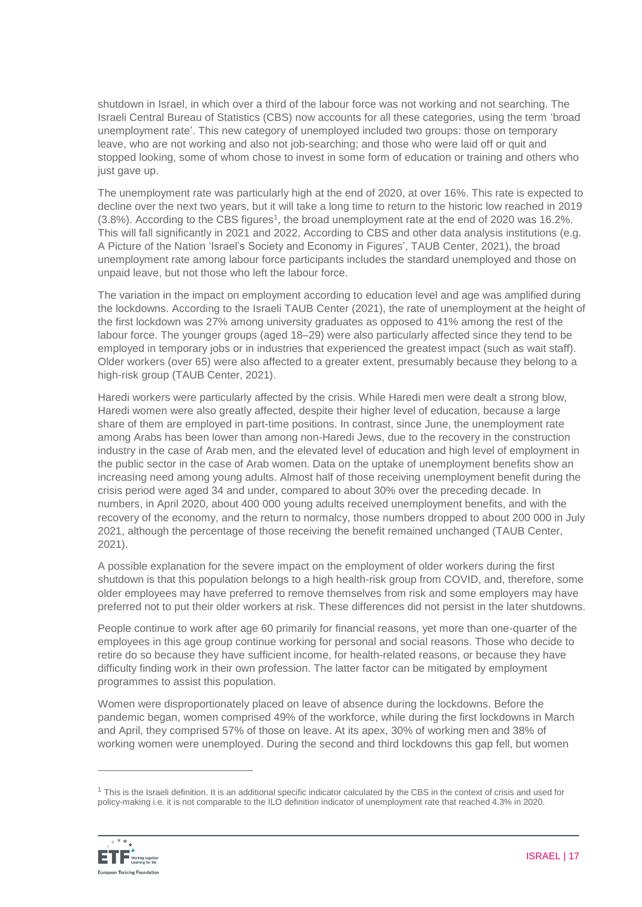shutdown in Israel, in which over a third of the labour force was not working and not searching. The Israeli Central Bureau of Statistics (CBS) now accounts for all these categories, using the term 'broad unemployment rate'. This new category of unemployed included two groups: those on temporary leave, who are not working and also not job-searching; and those who were laid off or quit and stopped looking, some of whom chose to invest in some form of education or training and others who just gave up.

The unemployment rate was particularly high at the end of 2020, at over 16%. This rate is expected to decline over the next two years, but it will take a long time to return to the historic low reached in 2019 (3.8%). According to the CBS figures[1], the broad unemployment rate at the end of 2020 was 16.2%. This will fall significantly in 2021 and 2022, According to CBS and other data analysis institutions (e.g. A Picture of the Nation 'Israel's Society and Economy in Figures', TAUB Center, 2021), the broad unemployment rate among labour force participants includes the standard unemployed and those on unpaid leave, but not those who left the labour force.

The variation in the impact on employment according to education level and age was amplified during the lockdowns. According to the Israeli TAUB Center (2021), the rate of unemployment at the height of the first lockdown was 27% among university graduates as opposed to 41% among the rest of the labour force. The younger groups (aged 18–29) were also particularly affected since they tend to be employed in temporary jobs or in industries that experienced the greatest impact (such as wait staff). Older workers (over 65) were also affected to a greater extent, presumably because they belong to a high-risk group (TAUB Center, 2021).

Haredi workers were particularly affected by the crisis. While Haredi men were dealt a strong blow, Haredi women were also greatly affected, despite their higher level of education, because a large share of them are employed in part-time positions. In contrast, since June, the unemployment rate among Arabs has been lower than among non-Haredi Jews, due to the recovery in the construction industry in the case of Arab men, and the elevated level of education and high level of employment in the public sector in the case of Arab women. Data on the uptake of unemployment benefits show an increasing need among young adults. Almost half of those receiving unemployment benefit during the crisis period were aged 34 and under, compared to about 30% over the preceding decade. In numbers, in April 2020, about 400 000 young adults received unemployment benefits, and with the recovery of the economy, and the return to normalcy, those numbers dropped to about 200 000 in July 2021, although the percentage of those receiving the benefit remained unchanged (TAUB Center, 2021).

A possible explanation for the severe impact on the employment of older workers during the first shutdown is that this population belongs to a high health-risk group from COVID, and, therefore, some older employees may have preferred to remove themselves from risk and some employers may have preferred not to put their older workers at risk. These differences did not persist in the later shutdowns.

People continue to work after age 60 primarily for financial reasons, yet more than one-quarter of the employees in this age group continue working for personal and social reasons. Those who decide to retire do so because they have sufficient income, for health-related reasons, or because they have difficulty finding work in their own profession. The latter factor can be mitigated by employment programmes to assist this population.

Women were disproportionately placed on leave of absence during the lockdowns. Before the pandemic began, women comprised 49% of the workforce, while during the first lockdowns in March and April, they comprised 57% of those on leave. At its apex, 30% of working men and 38% of working women were unemployed. During the second and third lockdowns this gap fell, but women

[1] This is the Israeli definition. It is an additional specific indicator calculated by the CBS in the context of crisis and used for policy-making i.e. it is not comparable to the ILO definition indicator of unemployment rate that reached 4.3% in 2020.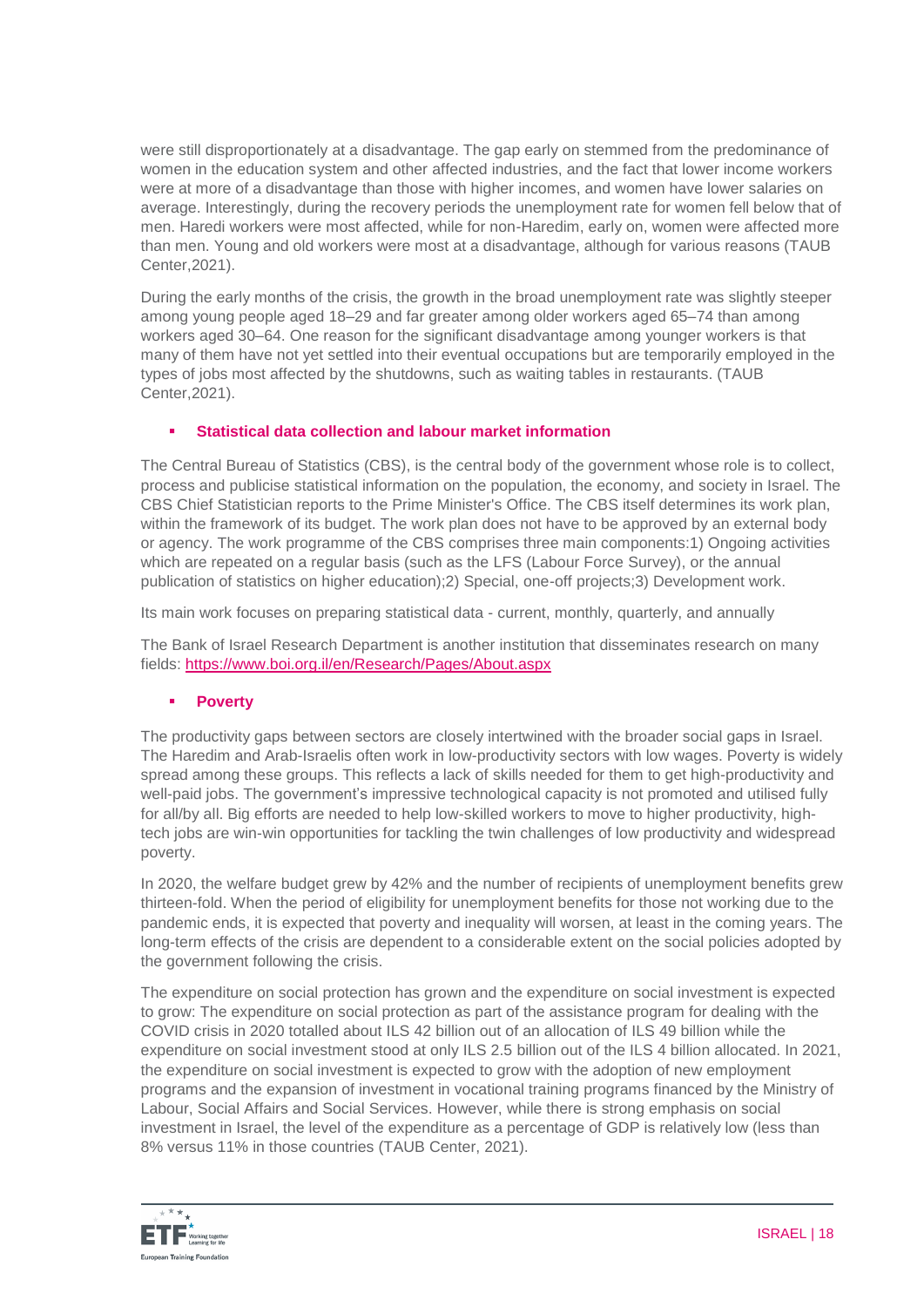were still disproportionately at a disadvantage. The gap early on stemmed from the predominance of women in the education system and other affected industries, and the fact that lower income workers were at more of a disadvantage than those with higher incomes, and women have lower salaries on average. Interestingly, during the recovery periods the unemployment rate for women fell below that of men. Haredi workers were most affected, while for non-Haredim, early on, women were affected more than men. Young and old workers were most at a disadvantage, although for various reasons (TAUB Center,2021).

During the early months of the crisis, the growth in the broad unemployment rate was slightly steeper among young people aged 18–29 and far greater among older workers aged 65–74 than among workers aged 30–64. One reason for the significant disadvantage among younger workers is that many of them have not yet settled into their eventual occupations but are temporarily employed in the types of jobs most affected by the shutdowns, such as waiting tables in restaurants. (TAUB Center,2021).

- **Statistical data collection and labour market information**

The Central Bureau of Statistics (CBS), is the central body of the government whose role is to collect, process and publicise statistical information on the population, the economy, and society in Israel. The CBS Chief Statistician reports to the Prime Minister's Office. The CBS itself determines its work plan, within the framework of its budget. The work plan does not have to be approved by an external body or agency. The work programme of the CBS comprises three main components:1) Ongoing activities which are repeated on a regular basis (such as the LFS (Labour Force Survey), or the annual publication of statistics on higher education);2) Special, one-off projects;3) Development work.

Its main work focuses on preparing statistical data - current, monthly, quarterly, and annually

The Bank of Israel Research Department is another institution that disseminates research on many fields: [https://www.boi.org.il/en/Research/Pages/About.aspx](https://www.boi.org.il/en/Research/Pages/About.aspx)

- **Poverty**

The productivity gaps between sectors are closely intertwined with the broader social gaps in Israel. The Haredim and Arab-Israelis often work in low-productivity sectors with low wages. Poverty is widely spread among these groups. This reflects a lack of skills needed for them to get high-productivity and well-paid jobs. The government's impressive technological capacity is not promoted and utilised fully for all/by all. Big efforts are needed to help low-skilled workers to move to higher productivity, high-tech jobs are win-win opportunities for tackling the twin challenges of low productivity and widespread poverty.

In 2020, the welfare budget grew by 42% and the number of recipients of unemployment benefits grew thirteen-fold. When the period of eligibility for unemployment benefits for those not working due to the pandemic ends, it is expected that poverty and inequality will worsen, at least in the coming years. The long-term effects of the crisis are dependent to a considerable extent on the social policies adopted by the government following the crisis.

The expenditure on social protection has grown and the expenditure on social investment is expected to grow: The expenditure on social protection as part of the assistance program for dealing with the COVID crisis in 2020 totalled about ILS 42 billion out of an allocation of ILS 49 billion while the expenditure on social investment stood at only ILS 2.5 billion out of the ILS 4 billion allocated. In 2021, the expenditure on social investment is expected to grow with the adoption of new employment programs and the expansion of investment in vocational training programs financed by the Ministry of Labour, Social Affairs and Social Services. However, while there is strong emphasis on social investment in Israel, the level of the expenditure as a percentage of GDP is relatively low (less than 8% versus 11% in those countries (TAUB Center, 2021).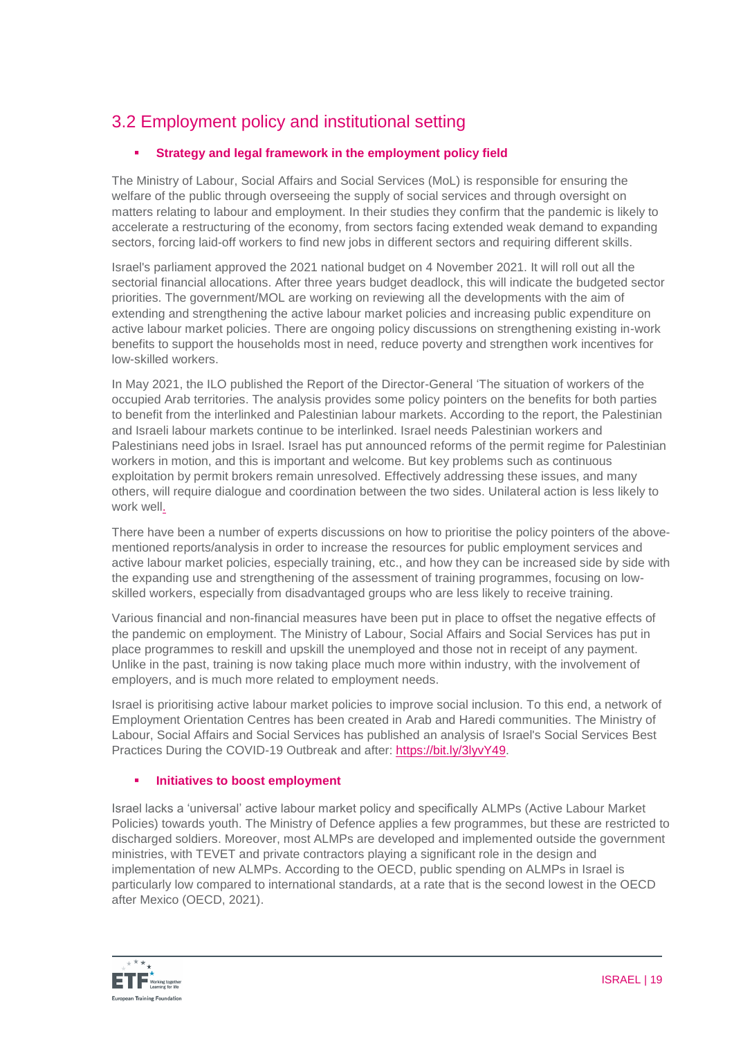## 3.2 Employment policy and institutional setting

- **Strategy and legal framework in the employment policy field**

The Ministry of Labour, Social Affairs and Social Services (MoL) is responsible for ensuring the welfare of the public through overseeing the supply of social services and through oversight on matters relating to labour and employment. In their studies they confirm that the pandemic is likely to accelerate a restructuring of the economy, from sectors facing extended weak demand to expanding sectors, forcing laid-off workers to find new jobs in different sectors and requiring different skills.

Israel's parliament approved the 2021 national budget on 4 November 2021. It will roll out all the sectorial financial allocations. After three years budget deadlock, this will indicate the budgeted sector priorities. The government/MOL are working on reviewing all the developments with the aim of extending and strengthening the active labour market policies and increasing public expenditure on active labour market policies. There are ongoing policy discussions on strengthening existing in-work benefits to support the households most in need, reduce poverty and strengthen work incentives for low-skilled workers.

In May 2021, the ILO published the Report of the Director-General 'The situation of workers of the occupied Arab territories. The analysis provides some policy pointers on the benefits for both parties to benefit from the interlinked and Palestinian labour markets. According to the report, the Palestinian and Israeli labour markets continue to be interlinked. Israel needs Palestinian workers and Palestinians need jobs in Israel. Israel has put announced reforms of the permit regime for Palestinian workers in motion, and this is important and welcome. But key problems such as continuous exploitation by permit brokers remain unresolved. Effectively addressing these issues, and many others, will require dialogue and coordination between the two sides. Unilateral action is less likely to work well.

There have been a number of experts discussions on how to prioritise the policy pointers of the above-mentioned reports/analysis in order to increase the resources for public employment services and active labour market policies, especially training, etc., and how they can be increased side by side with the expanding use and strengthening of the assessment of training programmes, focusing on low-skilled workers, especially from disadvantaged groups who are less likely to receive training.

Various financial and non-financial measures have been put in place to offset the negative effects of the pandemic on employment. The Ministry of Labour, Social Affairs and Social Services has put in place programmes to reskill and upskill the unemployed and those not in receipt of any payment. Unlike in the past, training is now taking place much more within industry, with the involvement of employers, and is much more related to employment needs.

Israel is prioritising active labour market policies to improve social inclusion. To this end, a network of Employment Orientation Centres has been created in Arab and Haredi communities. The Ministry of Labour, Social Affairs and Social Services has published an analysis of Israel's Social Services Best Practices During the COVID-19 Outbreak and after: https://bit.ly/3lyvY49.

- **Initiatives to boost employment**

Israel lacks a 'universal' active labour market policy and specifically ALMPs (Active Labour Market Policies) towards youth. The Ministry of Defence applies a few programmes, but these are restricted to discharged soldiers. Moreover, most ALMPs are developed and implemented outside the government ministries, with TEVET and private contractors playing a significant role in the design and implementation of new ALMPs. According to the OECD, public spending on ALMPs in Israel is particularly low compared to international standards, at a rate that is the second lowest in the OECD after Mexico (OECD, 2021).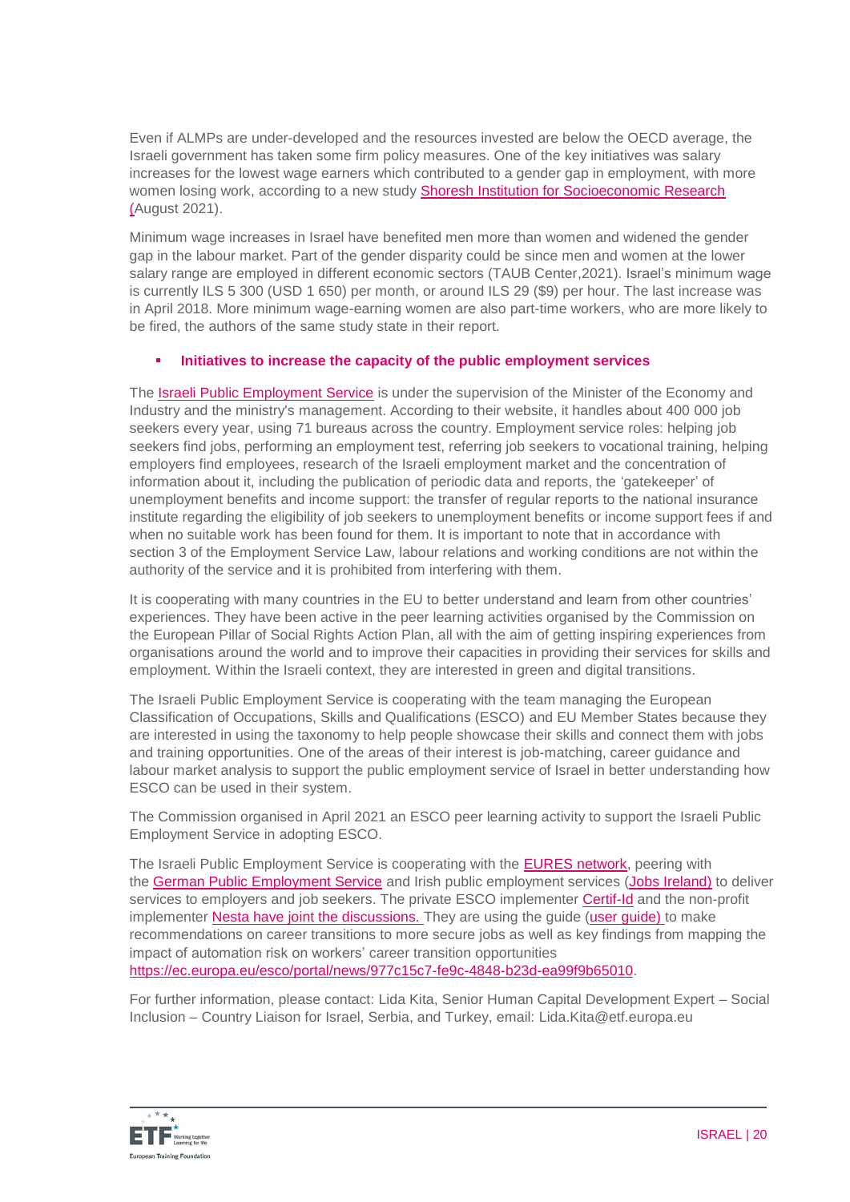Even if ALMPs are under-developed and the resources invested are below the OECD average, the Israeli government has taken some firm policy measures. One of the key initiatives was salary increases for the lowest wage earners which contributed to a gender gap in employment, with more women losing work, according to a new study Shoresh Institution for Socioeconomic Research (August 2021).

Minimum wage increases in Israel have benefited men more than women and widened the gender gap in the labour market. Part of the gender disparity could be since men and women at the lower salary range are employed in different economic sectors (TAUB Center,2021). Israel's minimum wage is currently ILS 5 300 (USD 1 650) per month, or around ILS 29 ($9) per hour. The last increase was in April 2018. More minimum wage-earning women are also part-time workers, who are more likely to be fired, the authors of the same study state in their report.

- **Initiatives to increase the capacity of the public employment services**

The Israeli Public Employment Service is under the supervision of the Minister of the Economy and Industry and the ministry's management. According to their website, it handles about 400 000 job seekers every year, using 71 bureaus across the country. Employment service roles: helping job seekers find jobs, performing an employment test, referring job seekers to vocational training, helping employers find employees, research of the Israeli employment market and the concentration of information about it, including the publication of periodic data and reports, the 'gatekeeper' of unemployment benefits and income support: the transfer of regular reports to the national insurance institute regarding the eligibility of job seekers to unemployment benefits or income support fees if and when no suitable work has been found for them. It is important to note that in accordance with section 3 of the Employment Service Law, labour relations and working conditions are not within the authority of the service and it is prohibited from interfering with them.

It is cooperating with many countries in the EU to better understand and learn from other countries' experiences. They have been active in the peer learning activities organised by the Commission on the European Pillar of Social Rights Action Plan, all with the aim of getting inspiring experiences from organisations around the world and to improve their capacities in providing their services for skills and employment. Within the Israeli context, they are interested in green and digital transitions.

The Israeli Public Employment Service is cooperating with the team managing the European Classification of Occupations, Skills and Qualifications (ESCO) and EU Member States because they are interested in using the taxonomy to help people showcase their skills and connect them with jobs and training opportunities. One of the areas of their interest is job-matching, career guidance and labour market analysis to support the public employment service of Israel in better understanding how ESCO can be used in their system.

The Commission organised in April 2021 an ESCO peer learning activity to support the Israeli Public Employment Service in adopting ESCO.

The Israeli Public Employment Service is cooperating with the EURES network, peering with the German Public Employment Service and Irish public employment services (Jobs Ireland) to deliver services to employers and job seekers. The private ESCO implementer Certif-Id and the non-profit implementer Nesta have joint the discussions. They are using the guide (user guide) to make recommendations on career transitions to more secure jobs as well as key findings from mapping the impact of automation risk on workers' career transition opportunities https://ec.europa.eu/esco/portal/news/977c15c7-fe9c-4848-b23d-ea99f9b65010.

For further information, please contact: Lida Kita, Senior Human Capital Development Expert – Social Inclusion – Country Liaison for Israel, Serbia, and Turkey, email: Lida.Kita@etf.europa.eu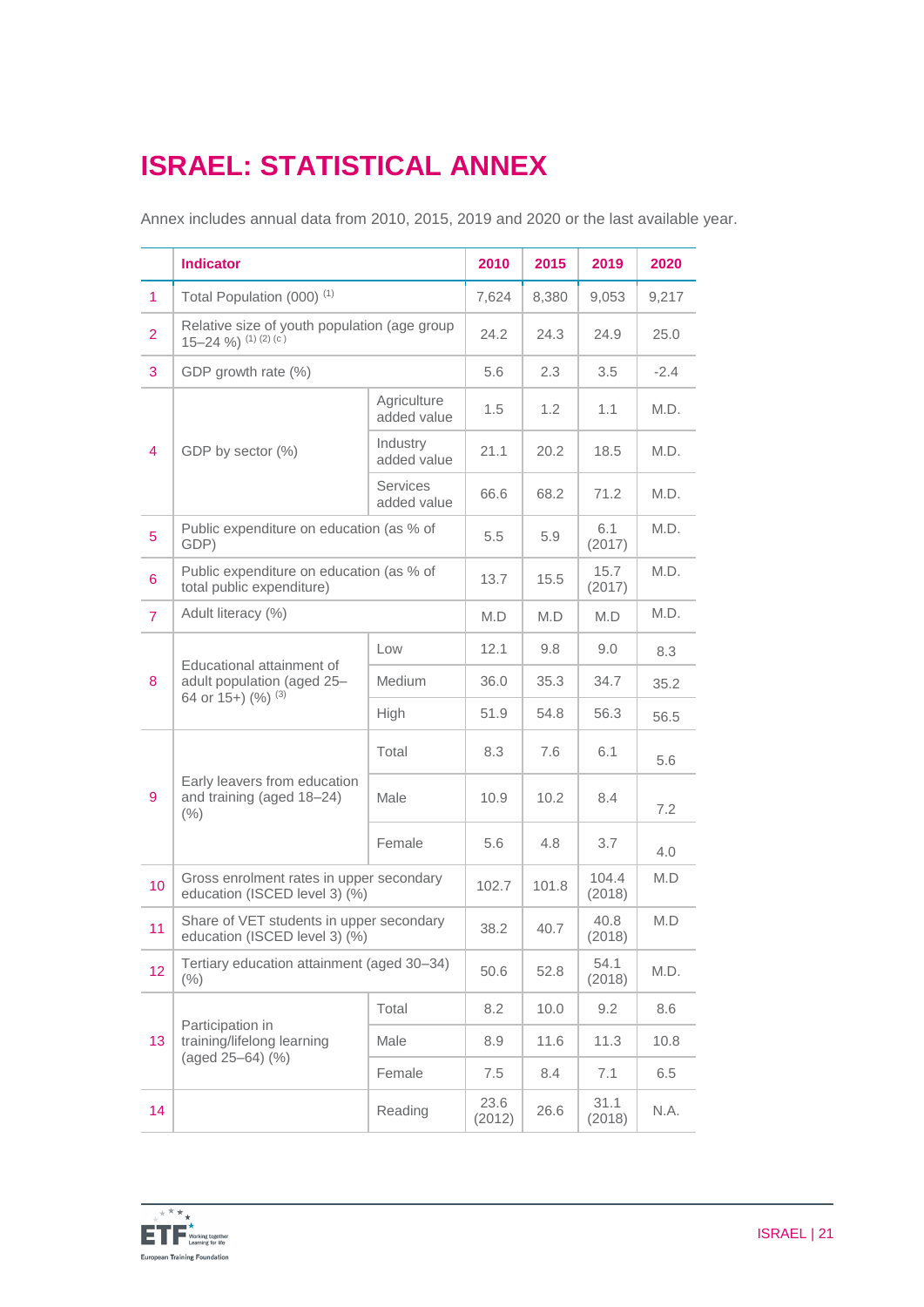# ISRAEL: STATISTICAL ANNEX

Annex includes annual data from 2010, 2015, 2019 and 2020 or the last available year.

| | Indicator | | 2010 | 2015 | 2019 | 2020 |
|---|---|---|---|---|---|---|
| 1 | Total Population (000) (1) | | 7,624 | 8,380 | 9,053 | 9,217 |
| 2 | Relative size of youth population (age group 15–24 %) (1) (2) (c) | | 24.2 | 24.3 | 24.9 | 25.0 |
| 3 | GDP growth rate (%) | | 5.6 | 2.3 | 3.5 | -2.4 |
| 4 | GDP by sector (%) | Agriculture added value | 1.5 | 1.2 | 1.1 | M.D. |
| | | Industry added value | 21.1 | 20.2 | 18.5 | M.D. |
| | | Services added value | 66.6 | 68.2 | 71.2 | M.D. |
| 5 | Public expenditure on education (as % of GDP) | | 5.5 | 5.9 | 6.1 (2017) | M.D. |
| 6 | Public expenditure on education (as % of total public expenditure) | | 13.7 | 15.5 | 15.7 (2017) | M.D. |
| 7 | Adult literacy (%) | | M.D | M.D | M.D | M.D. |
| 8 | Educational attainment of adult population (aged 25–64 or 15+) (%) (3) | Low | 12.1 | 9.8 | 9.0 | 8.3 |
| | | Medium | 36.0 | 35.3 | 34.7 | 35.2 |
| | | High | 51.9 | 54.8 | 56.3 | 56.5 |
| 9 | Early leavers from education and training (aged 18–24) (%) | Total | 8.3 | 7.6 | 6.1 | 5.6 |
| | | Male | 10.9 | 10.2 | 8.4 | 7.2 |
| | | Female | 5.6 | 4.8 | 3.7 | 4.0 |
| 10 | Gross enrolment rates in upper secondary education (ISCED level 3) (%) | | 102.7 | 101.8 | 104.4 (2018) | M.D |
| 11 | Share of VET students in upper secondary education (ISCED level 3) (%) | | 38.2 | 40.7 | 40.8 (2018) | M.D |
| 12 | Tertiary education attainment (aged 30–34) (%) | | 50.6 | 52.8 | 54.1 (2018) | M.D. |
| 13 | Participation in training/lifelong learning (aged 25–64) (%) | Total | 8.2 | 10.0 | 9.2 | 8.6 |
| | | Male | 8.9 | 11.6 | 11.3 | 10.8 |
| | | Female | 7.5 | 8.4 | 7.1 | 6.5 |
| 14 | | Reading | 23.6 (2012) | 26.6 | 31.1 (2018) | N.A. |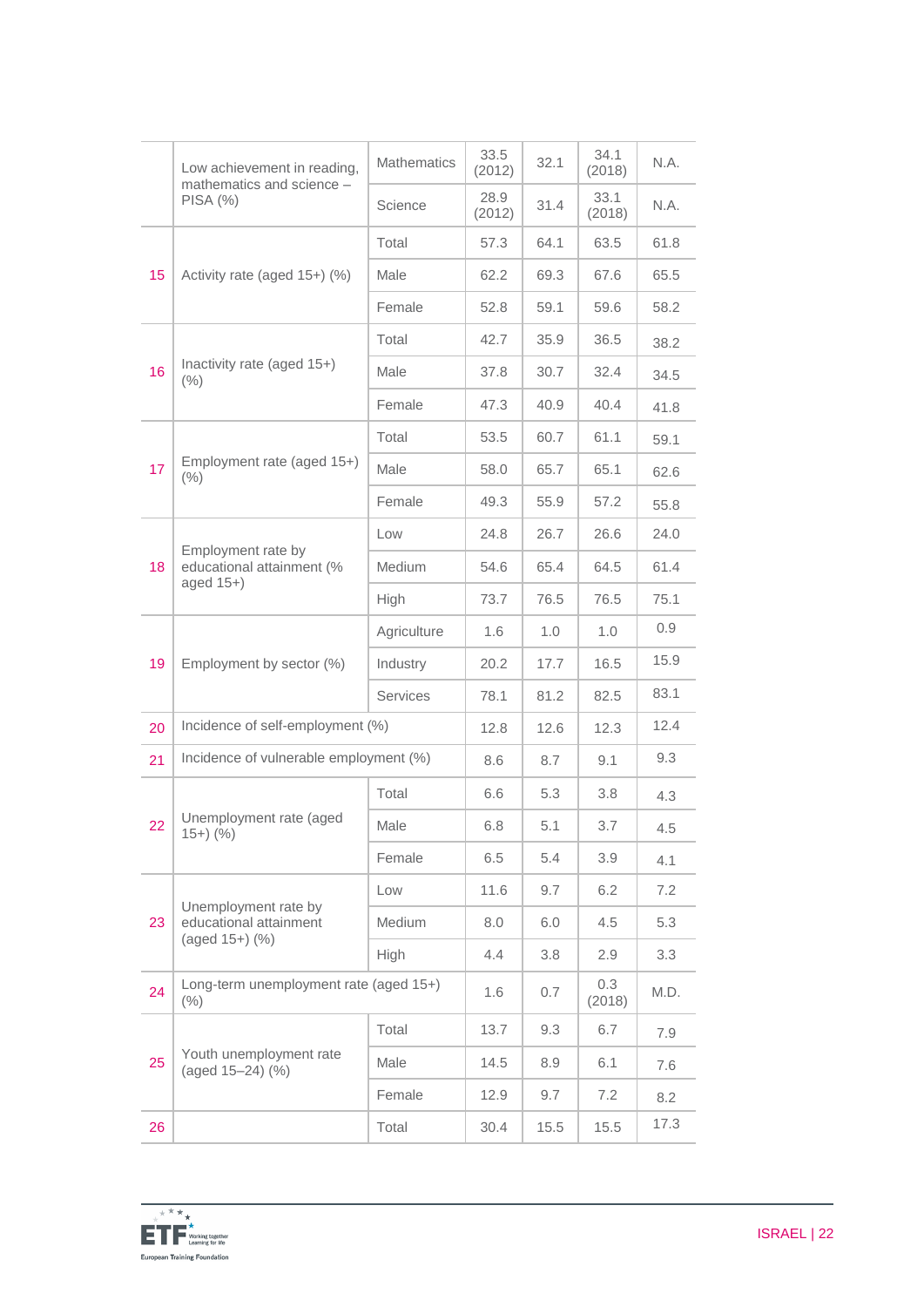|  |  |  |  |  |  |  |
|---|---|---|---|---|---|---|
|  | Low achievement in reading, mathematics and science – PISA (%) | Mathematics | 33.5 (2012) | 32.1 | 34.1 (2018) | N.A. |
|  |  | Science | 28.9 (2012) | 31.4 | 33.1 (2018) | N.A. |
| 15 | Activity rate (aged 15+) (%) | Total | 57.3 | 64.1 | 63.5 | 61.8 |
|  |  | Male | 62.2 | 69.3 | 67.6 | 65.5 |
|  |  | Female | 52.8 | 59.1 | 59.6 | 58.2 |
| 16 | Inactivity rate (aged 15+) (%) | Total | 42.7 | 35.9 | 36.5 | 38.2 |
|  |  | Male | 37.8 | 30.7 | 32.4 | 34.5 |
|  |  | Female | 47.3 | 40.9 | 40.4 | 41.8 |
| 17 | Employment rate (aged 15+) (%) | Total | 53.5 | 60.7 | 61.1 | 59.1 |
|  |  | Male | 58.0 | 65.7 | 65.1 | 62.6 |
|  |  | Female | 49.3 | 55.9 | 57.2 | 55.8 |
| 18 | Employment rate by educational attainment (% aged 15+) | Low | 24.8 | 26.7 | 26.6 | 24.0 |
|  |  | Medium | 54.6 | 65.4 | 64.5 | 61.4 |
|  |  | High | 73.7 | 76.5 | 76.5 | 75.1 |
| 19 | Employment by sector (%) | Agriculture | 1.6 | 1.0 | 1.0 | 0.9 |
|  |  | Industry | 20.2 | 17.7 | 16.5 | 15.9 |
|  |  | Services | 78.1 | 81.2 | 82.5 | 83.1 |
| 20 | Incidence of self-employment (%) |  | 12.8 | 12.6 | 12.3 | 12.4 |
| 21 | Incidence of vulnerable employment (%) |  | 8.6 | 8.7 | 9.1 | 9.3 |
| 22 | Unemployment rate (aged 15+) (%) | Total | 6.6 | 5.3 | 3.8 | 4.3 |
|  |  | Male | 6.8 | 5.1 | 3.7 | 4.5 |
|  |  | Female | 6.5 | 5.4 | 3.9 | 4.1 |
| 23 | Unemployment rate by educational attainment (aged 15+) (%) | Low | 11.6 | 9.7 | 6.2 | 7.2 |
|  |  | Medium | 8.0 | 6.0 | 4.5 | 5.3 |
|  |  | High | 4.4 | 3.8 | 2.9 | 3.3 |
| 24 | Long-term unemployment rate (aged 15+) (%) |  | 1.6 | 0.7 | 0.3 (2018) | M.D. |
| 25 | Youth unemployment rate (aged 15–24) (%) | Total | 13.7 | 9.3 | 6.7 | 7.9 |
|  |  | Male | 14.5 | 8.9 | 6.1 | 7.6 |
|  |  | Female | 12.9 | 9.7 | 7.2 | 8.2 |
| 26 |  | Total | 30.4 | 15.5 | 15.5 | 17.3 |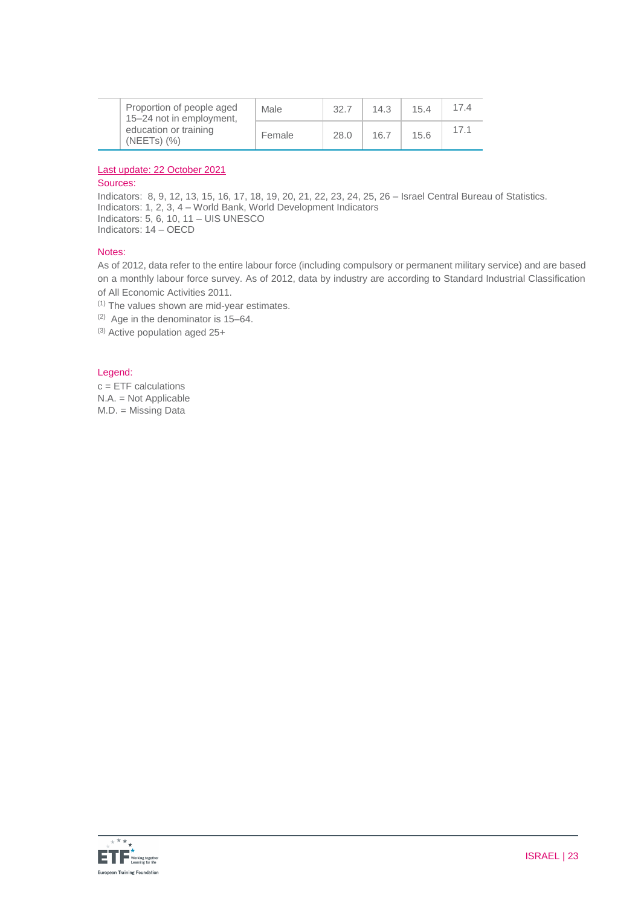| | | | | | | |
|---|---|---|---|---|---|---|
| | Proportion of people aged 15–24 not in employment, education or training (NEETs) (%) | Male | 32.7 | 14.3 | 15.4 | 17.4 |
| | | Female | 28.0 | 16.7 | 15.6 | 17.1 |

Last update: 22 October 2021

Sources:

Indicators: 8, 9, 12, 13, 15, 16, 17, 18, 19, 20, 21, 22, 23, 24, 25, 26 – Israel Central Bureau of Statistics.
Indicators: 1, 2, 3, 4 – World Bank, World Development Indicators
Indicators: 5, 6, 10, 11 – UIS UNESCO
Indicators: 14 – OECD

Notes:

As of 2012, data refer to the entire labour force (including compulsory or permanent military service) and are based on a monthly labour force survey. As of 2012, data by industry are according to Standard Industrial Classification of All Economic Activities 2011.

(1) The values shown are mid-year estimates.

(2) Age in the denominator is 15–64.

(3) Active population aged 25+

Legend:

c = ETF calculations
N.A. = Not Applicable
M.D. = Missing Data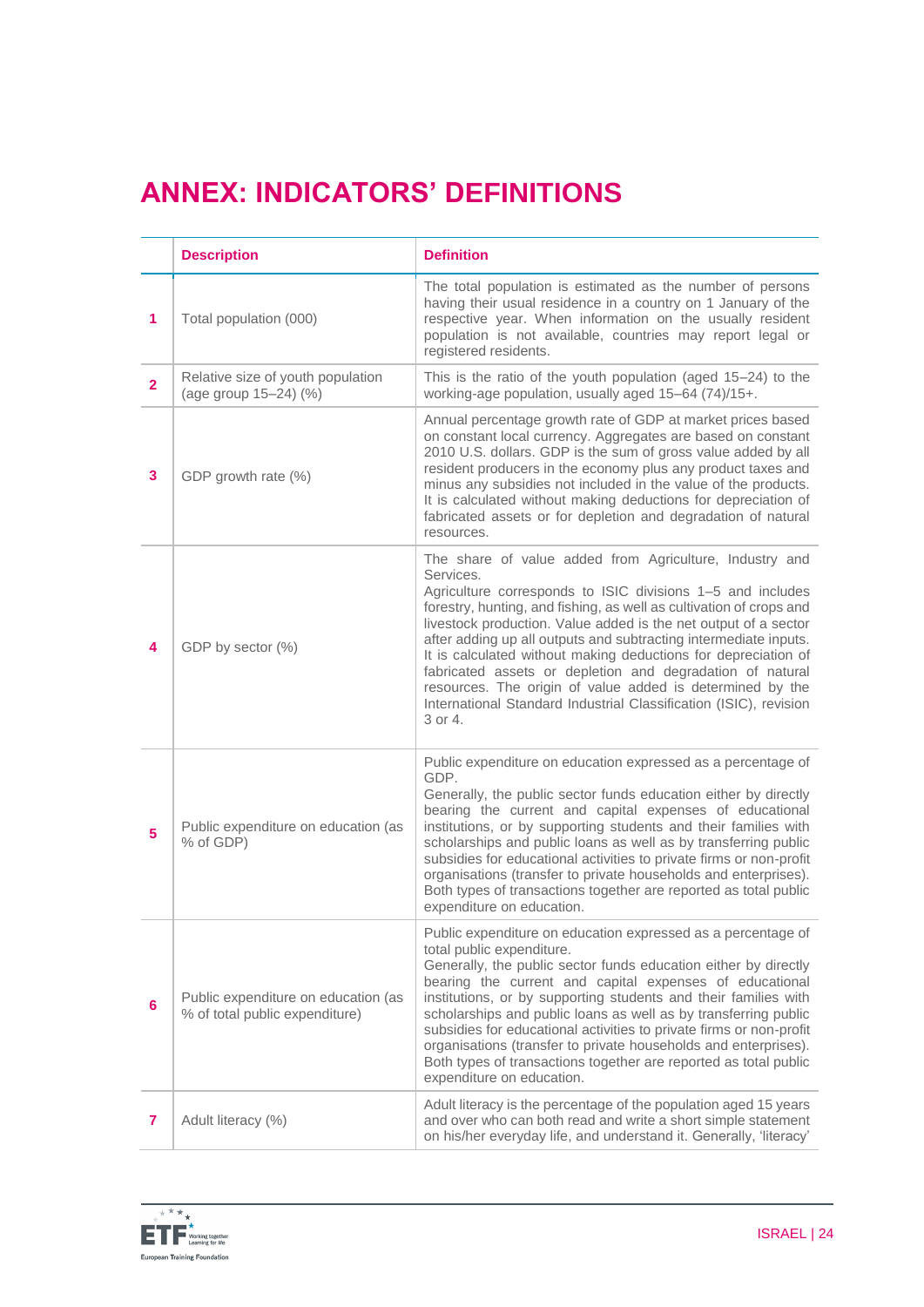# ANNEX: INDICATORS' DEFINITIONS

| | Description | Definition |
|---|---|---|
| 1 | Total population (000) | The total population is estimated as the number of persons having their usual residence in a country on 1 January of the respective year. When information on the usually resident population is not available, countries may report legal or registered residents. |
| 2 | Relative size of youth population (age group 15–24) (%) | This is the ratio of the youth population (aged 15–24) to the working-age population, usually aged 15–64 (74)/15+. |
| 3 | GDP growth rate (%) | Annual percentage growth rate of GDP at market prices based on constant local currency. Aggregates are based on constant 2010 U.S. dollars. GDP is the sum of gross value added by all resident producers in the economy plus any product taxes and minus any subsidies not included in the value of the products. It is calculated without making deductions for depreciation of fabricated assets or for depletion and degradation of natural resources. |
| 4 | GDP by sector (%) | The share of value added from Agriculture, Industry and Services.<br>Agriculture corresponds to ISIC divisions 1–5 and includes forestry, hunting, and fishing, as well as cultivation of crops and livestock production. Value added is the net output of a sector after adding up all outputs and subtracting intermediate inputs. It is calculated without making deductions for depreciation of fabricated assets or depletion and degradation of natural resources. The origin of value added is determined by the International Standard Industrial Classification (ISIC), revision 3 or 4. |
| 5 | Public expenditure on education (as % of GDP) | Public expenditure on education expressed as a percentage of GDP.<br>Generally, the public sector funds education either by directly bearing the current and capital expenses of educational institutions, or by supporting students and their families with scholarships and public loans as well as by transferring public subsidies for educational activities to private firms or non-profit organisations (transfer to private households and enterprises). Both types of transactions together are reported as total public expenditure on education. |
| 6 | Public expenditure on education (as % of total public expenditure) | Public expenditure on education expressed as a percentage of total public expenditure.<br>Generally, the public sector funds education either by directly bearing the current and capital expenses of educational institutions, or by supporting students and their families with scholarships and public loans as well as by transferring public subsidies for educational activities to private firms or non-profit organisations (transfer to private households and enterprises). Both types of transactions together are reported as total public expenditure on education. |
| 7 | Adult literacy (%) | Adult literacy is the percentage of the population aged 15 years and over who can both read and write a short simple statement on his/her everyday life, and understand it. Generally, 'literacy' |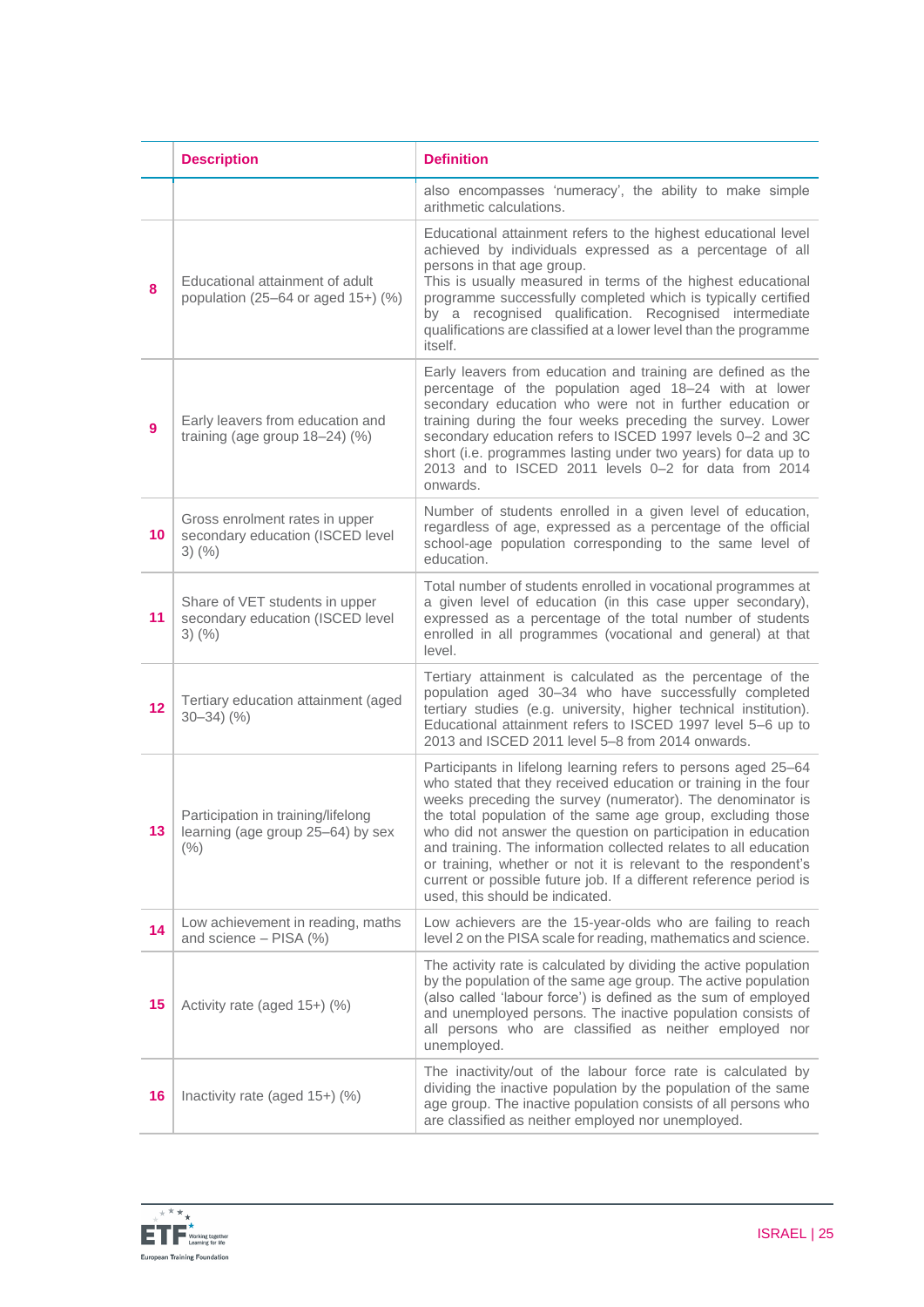| | Description | Definition |
|---|---|---|
| | | also encompasses 'numeracy', the ability to make simple arithmetic calculations. |
| 8 | Educational attainment of adult population (25–64 or aged 15+) (%) | Educational attainment refers to the highest educational level achieved by individuals expressed as a percentage of all persons in that age group. This is usually measured in terms of the highest educational programme successfully completed which is typically certified by a recognised qualification. Recognised intermediate qualifications are classified at a lower level than the programme itself. |
| 9 | Early leavers from education and training (age group 18–24) (%) | Early leavers from education and training are defined as the percentage of the population aged 18–24 with at lower secondary education who were not in further education or training during the four weeks preceding the survey. Lower secondary education refers to ISCED 1997 levels 0–2 and 3C short (i.e. programmes lasting under two years) for data up to 2013 and to ISCED 2011 levels 0–2 for data from 2014 onwards. |
| 10 | Gross enrolment rates in upper secondary education (ISCED level 3) (%) | Number of students enrolled in a given level of education, regardless of age, expressed as a percentage of the official school-age population corresponding to the same level of education. |
| 11 | Share of VET students in upper secondary education (ISCED level 3) (%) | Total number of students enrolled in vocational programmes at a given level of education (in this case upper secondary), expressed as a percentage of the total number of students enrolled in all programmes (vocational and general) at that level. |
| 12 | Tertiary education attainment (aged 30–34) (%) | Tertiary attainment is calculated as the percentage of the population aged 30–34 who have successfully completed tertiary studies (e.g. university, higher technical institution). Educational attainment refers to ISCED 1997 level 5–6 up to 2013 and ISCED 2011 level 5–8 from 2014 onwards. |
| 13 | Participation in training/lifelong learning (age group 25–64) by sex (%) | Participants in lifelong learning refers to persons aged 25–64 who stated that they received education or training in the four weeks preceding the survey (numerator). The denominator is the total population of the same age group, excluding those who did not answer the question on participation in education and training. The information collected relates to all education or training, whether or not it is relevant to the respondent's current or possible future job. If a different reference period is used, this should be indicated. |
| 14 | Low achievement in reading, maths and science – PISA (%) | Low achievers are the 15-year-olds who are failing to reach level 2 on the PISA scale for reading, mathematics and science. |
| 15 | Activity rate (aged 15+) (%) | The activity rate is calculated by dividing the active population by the population of the same age group. The active population (also called 'labour force') is defined as the sum of employed and unemployed persons. The inactive population consists of all persons who are classified as neither employed nor unemployed. |
| 16 | Inactivity rate (aged 15+) (%) | The inactivity/out of the labour force rate is calculated by dividing the inactive population by the population of the same age group. The inactive population consists of all persons who are classified as neither employed nor unemployed. |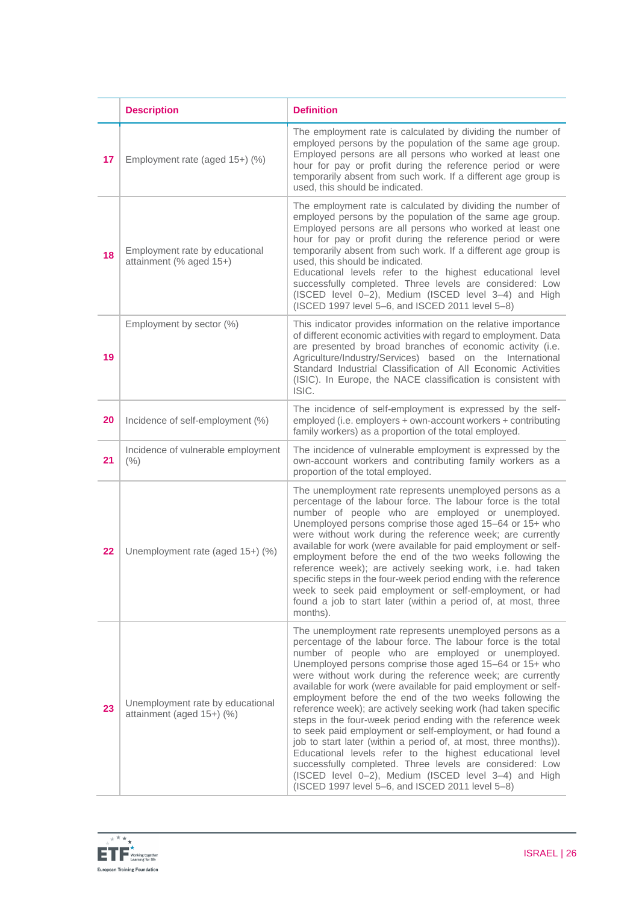| | Description | Definition |
|---|---|---|
| 17 | Employment rate (aged 15+) (%) | The employment rate is calculated by dividing the number of employed persons by the population of the same age group. Employed persons are all persons who worked at least one hour for pay or profit during the reference period or were temporarily absent from such work. If a different age group is used, this should be indicated. |
| 18 | Employment rate by educational attainment (% aged 15+) | The employment rate is calculated by dividing the number of employed persons by the population of the same age group. Employed persons are all persons who worked at least one hour for pay or profit during the reference period or were temporarily absent from such work. If a different age group is used, this should be indicated.<br>Educational levels refer to the highest educational level successfully completed. Three levels are considered: Low (ISCED level 0–2), Medium (ISCED level 3–4) and High (ISCED 1997 level 5–6, and ISCED 2011 level 5–8) |
| 19 | Employment by sector (%) | This indicator provides information on the relative importance of different economic activities with regard to employment. Data are presented by broad branches of economic activity (i.e. Agriculture/Industry/Services) based on the International Standard Industrial Classification of All Economic Activities (ISIC). In Europe, the NACE classification is consistent with ISIC. |
| 20 | Incidence of self-employment (%) | The incidence of self-employment is expressed by the self-employed (i.e. employers + own-account workers + contributing family workers) as a proportion of the total employed. |
| 21 | Incidence of vulnerable employment (%) | The incidence of vulnerable employment is expressed by the own-account workers and contributing family workers as a proportion of the total employed. |
| 22 | Unemployment rate (aged 15+) (%) | The unemployment rate represents unemployed persons as a percentage of the labour force. The labour force is the total number of people who are employed or unemployed. Unemployed persons comprise those aged 15–64 or 15+ who were without work during the reference week; are currently available for work (were available for paid employment or self-employment before the end of the two weeks following the reference week); are actively seeking work, i.e. had taken specific steps in the four-week period ending with the reference week to seek paid employment or self-employment, or had found a job to start later (within a period of, at most, three months). |
| 23 | Unemployment rate by educational attainment (aged 15+) (%) | The unemployment rate represents unemployed persons as a percentage of the labour force. The labour force is the total number of people who are employed or unemployed. Unemployed persons comprise those aged 15–64 or 15+ who were without work during the reference week; are currently available for work (were available for paid employment or self-employment before the end of the two weeks following the reference week); are actively seeking work (had taken specific steps in the four-week period ending with the reference week to seek paid employment or self-employment, or had found a job to start later (within a period of, at most, three months)).<br>Educational levels refer to the highest educational level successfully completed. Three levels are considered: Low (ISCED level 0–2), Medium (ISCED level 3–4) and High (ISCED 1997 level 5–6, and ISCED 2011 level 5–8) |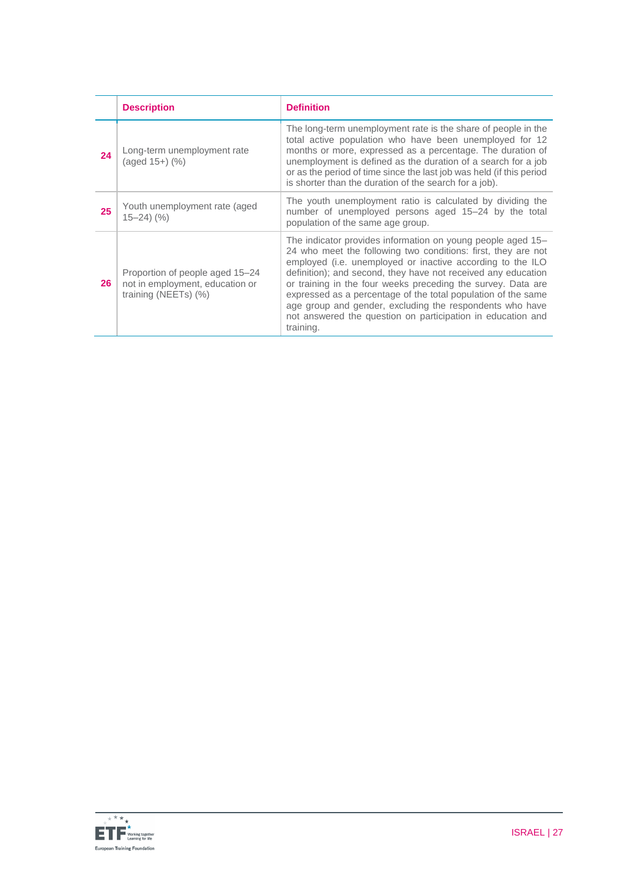| | Description | Definition |
|---|---|---|
| 24 | Long-term unemployment rate (aged 15+) (%) | The long-term unemployment rate is the share of people in the total active population who have been unemployed for 12 months or more, expressed as a percentage. The duration of unemployment is defined as the duration of a search for a job or as the period of time since the last job was held (if this period is shorter than the duration of the search for a job). |
| 25 | Youth unemployment rate (aged 15–24) (%) | The youth unemployment ratio is calculated by dividing the number of unemployed persons aged 15–24 by the total population of the same age group. |
| 26 | Proportion of people aged 15–24 not in employment, education or training (NEETs) (%) | The indicator provides information on young people aged 15–24 who meet the following two conditions: first, they are not employed (i.e. unemployed or inactive according to the ILO definition); and second, they have not received any education or training in the four weeks preceding the survey. Data are expressed as a percentage of the total population of the same age group and gender, excluding the respondents who have not answered the question on participation in education and training. |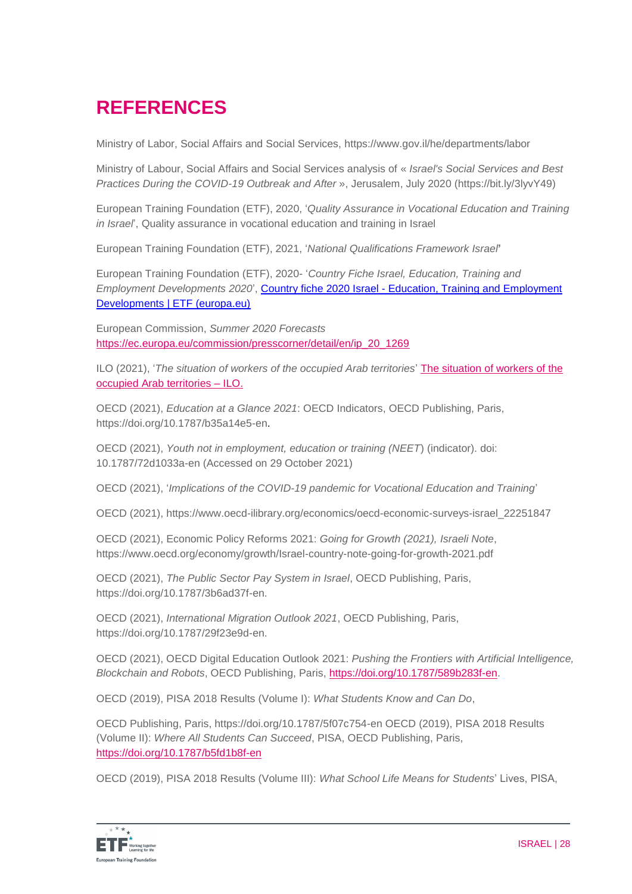# REFERENCES

Ministry of Labor, Social Affairs and Social Services, https://www.gov.il/he/departments/labor

Ministry of Labour, Social Affairs and Social Services analysis of « *Israel's Social Services and Best Practices During the COVID-19 Outbreak and After* », Jerusalem, July 2020 (https://bit.ly/3lyvY49)

European Training Foundation (ETF), 2020, '*Quality Assurance in Vocational Education and Training in Israel*', Quality assurance in vocational education and training in Israel

European Training Foundation (ETF), 2021, '*National Qualifications Framework Israel*'

European Training Foundation (ETF), 2020- '*Country Fiche Israel, Education, Training and Employment Developments 2020*', Country fiche 2020 Israel - Education, Training and Employment Developments | ETF (europa.eu)

European Commission, *Summer 2020 Forecasts* https://ec.europa.eu/commission/presscorner/detail/en/ip_20_1269

ILO (2021), '*The situation of workers of the occupied Arab territories*' The situation of workers of the occupied Arab territories – ILO.

OECD (2021), *Education at a Glance 2021*: OECD Indicators, OECD Publishing, Paris, https://doi.org/10.1787/b35a14e5-en.

OECD (2021), *Youth not in employment, education or training (NEET*) (indicator). doi: 10.1787/72d1033a-en (Accessed on 29 October 2021)

OECD (2021), '*Implications of the COVID-19 pandemic for Vocational Education and Training*'

OECD (2021), https://www.oecd-ilibrary.org/economics/oecd-economic-surveys-israel_22251847

OECD (2021), Economic Policy Reforms 2021: *Going for Growth (2021), Israeli Note*, https://www.oecd.org/economy/growth/Israel-country-note-going-for-growth-2021.pdf

OECD (2021), *The Public Sector Pay System in Israel*, OECD Publishing, Paris, https://doi.org/10.1787/3b6ad37f-en.

OECD (2021), *International Migration Outlook 2021*, OECD Publishing, Paris, https://doi.org/10.1787/29f23e9d-en.

OECD (2021), OECD Digital Education Outlook 2021: *Pushing the Frontiers with Artificial Intelligence, Blockchain and Robots*, OECD Publishing, Paris, https://doi.org/10.1787/589b283f-en.

OECD (2019), PISA 2018 Results (Volume I): *What Students Know and Can Do*,

OECD Publishing, Paris, https://doi.org/10.1787/5f07c754-en OECD (2019), PISA 2018 Results (Volume II): *Where All Students Can Succeed*, PISA, OECD Publishing, Paris, https://doi.org/10.1787/b5fd1b8f-en

OECD (2019), PISA 2018 Results (Volume III): *What School Life Means for Students*' Lives, PISA,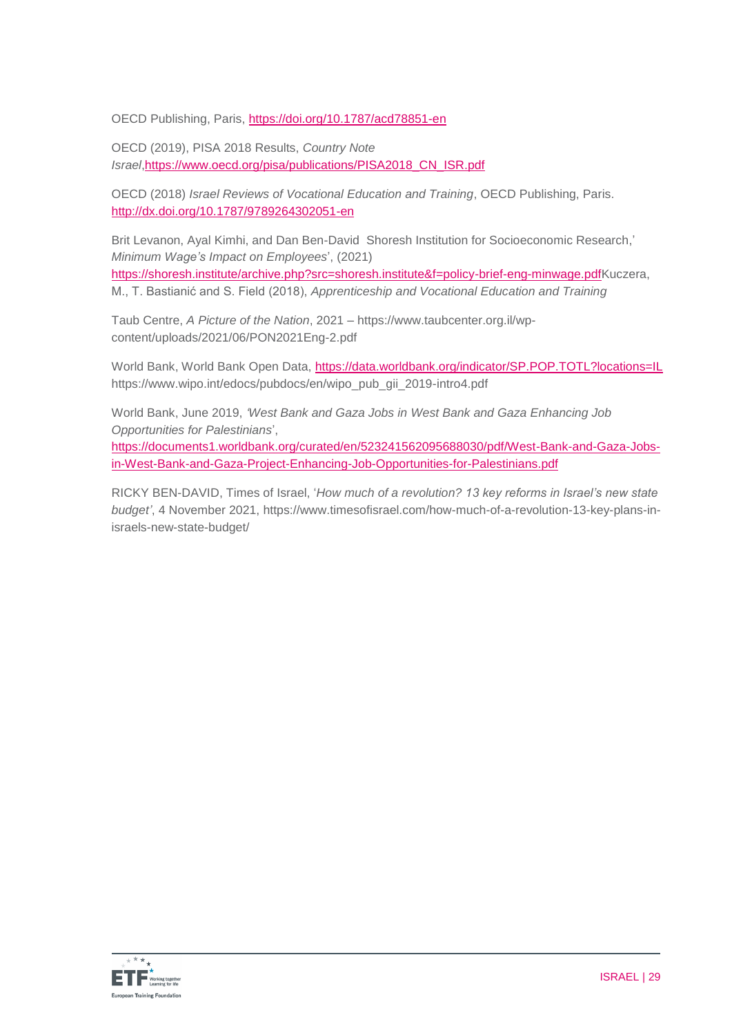OECD Publishing, Paris, https://doi.org/10.1787/acd78851-en

OECD (2019), PISA 2018 Results, *Country Note Israel*,https://www.oecd.org/pisa/publications/PISA2018_CN_ISR.pdf

OECD (2018) *Israel Reviews of Vocational Education and Training*, OECD Publishing, Paris. http://dx.doi.org/10.1787/9789264302051-en

Brit Levanon, Ayal Kimhi, and Dan Ben-David Shoresh Institution for Socioeconomic Research,' *Minimum Wage's Impact on Employees*', (2021) https://shoresh.institute/archive.php?src=shoresh.institute&f=policy-brief-eng-minwage.pdfKuczera, M., T. Bastianić and S. Field (2018), *Apprenticeship and Vocational Education and Training*

Taub Centre, *A Picture of the Nation*, 2021 – https://www.taubcenter.org.il/wp-content/uploads/2021/06/PON2021Eng-2.pdf

World Bank, World Bank Open Data, https://data.worldbank.org/indicator/SP.POP.TOTL?locations=IL https://www.wipo.int/edocs/pubdocs/en/wipo_pub_gii_2019-intro4.pdf

World Bank, June 2019, *'West Bank and Gaza Jobs in West Bank and Gaza Enhancing Job Opportunities for Palestinians*', https://documents1.worldbank.org/curated/en/523241562095688030/pdf/West-Bank-and-Gaza-Jobs-in-West-Bank-and-Gaza-Project-Enhancing-Job-Opportunities-for-Palestinians.pdf

RICKY BEN-DAVID, Times of Israel, '*How much of a revolution? 13 key reforms in Israel's new state budget'*, 4 November 2021, https://www.timesofisrael.com/how-much-of-a-revolution-13-key-plans-in-israels-new-state-budget/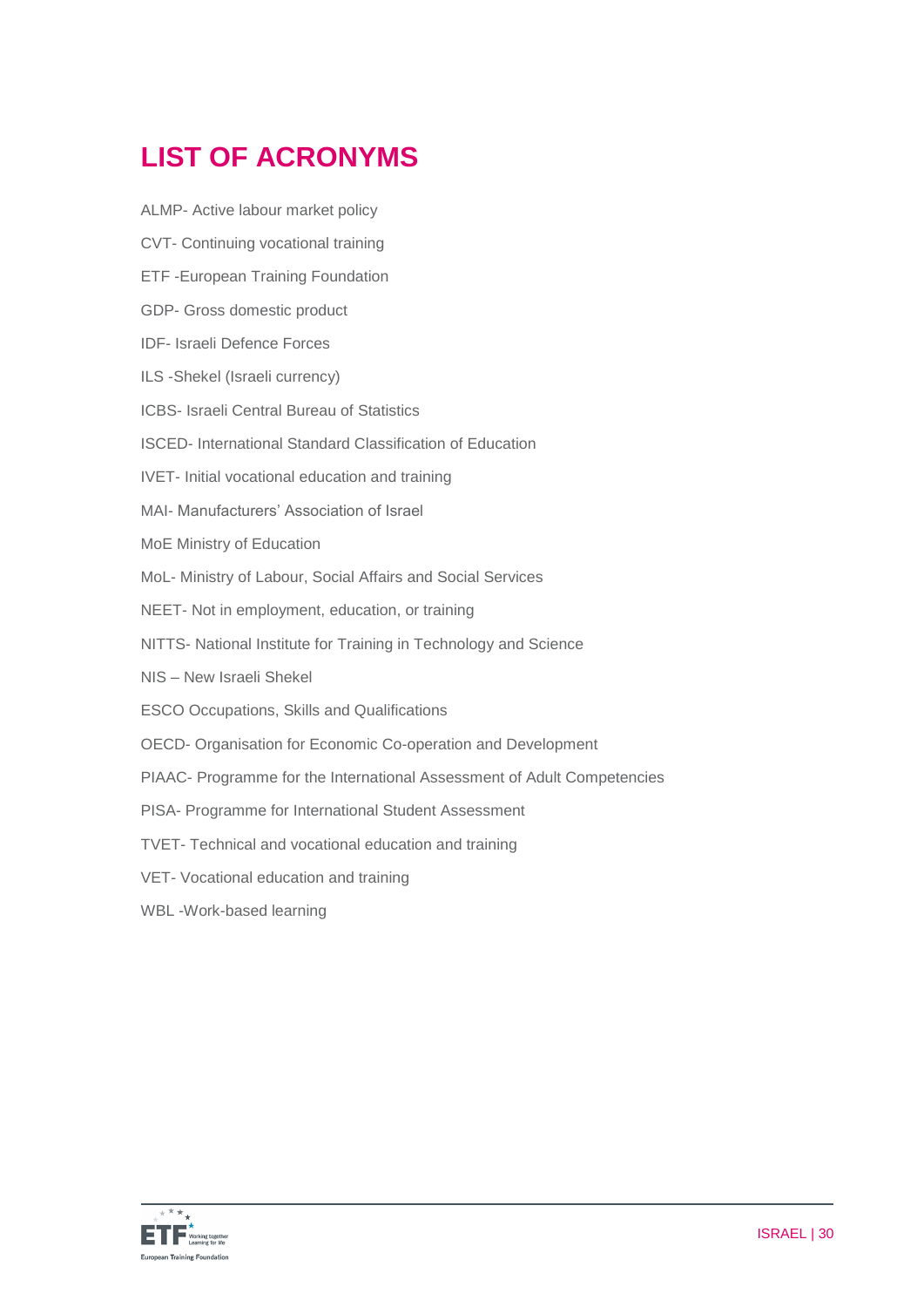# LIST OF ACRONYMS

ALMP- Active labour market policy

CVT- Continuing vocational training

ETF -European Training Foundation

GDP- Gross domestic product

IDF- Israeli Defence Forces

ILS -Shekel (Israeli currency)

ICBS- Israeli Central Bureau of Statistics

ISCED- International Standard Classification of Education

IVET- Initial vocational education and training

MAI- Manufacturers' Association of Israel

MoE Ministry of Education

MoL- Ministry of Labour, Social Affairs and Social Services

NEET- Not in employment, education, or training

NITTS- National Institute for Training in Technology and Science

NIS – New Israeli Shekel

ESCO Occupations, Skills and Qualifications

OECD- Organisation for Economic Co-operation and Development

PIAAC- Programme for the International Assessment of Adult Competencies

PISA- Programme for International Student Assessment

TVET- Technical and vocational education and training

VET- Vocational education and training

WBL -Work-based learning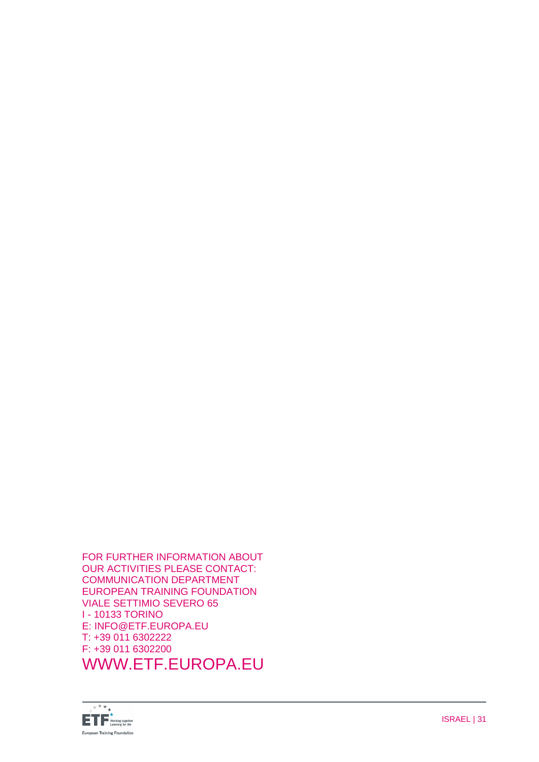FOR FURTHER INFORMATION ABOUT
OUR ACTIVITIES PLEASE CONTACT:
COMMUNICATION DEPARTMENT
EUROPEAN TRAINING FOUNDATION
VIALE SETTIMIO SEVERO 65
I - 10133 TORINO
E: INFO@ETF.EUROPA.EU
T: +39 011 6302222
F: +39 011 6302200

WWW.ETF.EUROPA.EU